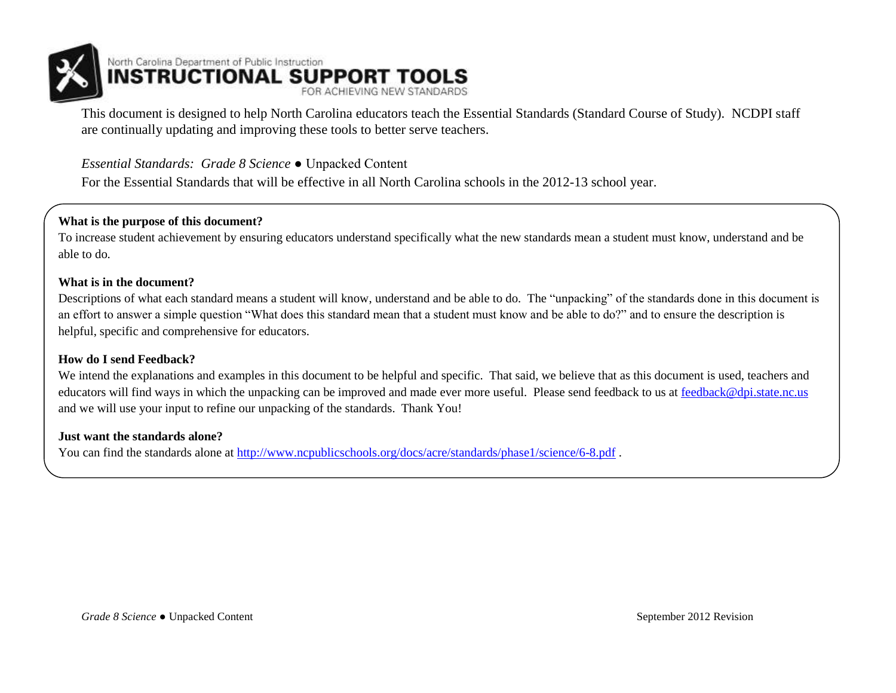North Carolina Department of Public Instruction

# INSTRUCTIONAL SUPPORT TOOLS

FOR ACHIEVING NEW STANDARDS

This document is designed to help North Carolina educators teach the Essential Standards (Standard Course of Study). NCDPI staff are continually updating and improving these tools to better serve teachers.

*Essential Standards: Grade 8 Science* ● Unpacked Content

For the Essential Standards that will be effective in all North Carolina schools in the 2012-13 school year.

**What is the purpose of this document?**

To increase student achievement by ensuring educators understand specifically what the new standards mean a student must know, understand and be able to do.

**What is in the document?**

Descriptions of what each standard means a student will know, understand and be able to do. The "unpacking" of the standards done in this document is an effort to answer a simple question "What does this standard mean that a student must know and be able to do?" and to ensure the description is helpful, specific and comprehensive for educators.

**How do I send Feedback?**

We intend the explanations and examples in this document to be helpful and specific. That said, we believe that as this document is used, teachers and educators will find ways in which the unpacking can be improved and made ever more useful. Please send feedback to us at [feedback@dpi.state.nc.us](mailto:feedback@dpi.state.nc.us) and we will use your input to refine our unpacking of the standards. Thank You!

**Just want the standards alone?**

You can find the standards alone at [http://www.ncpublicschools.org/docs/acre/standards/phase1/science/6-8.pdf](http://www.ncpublicschools.org/docs/acre/standards/phase1/science/6-8.pdf) .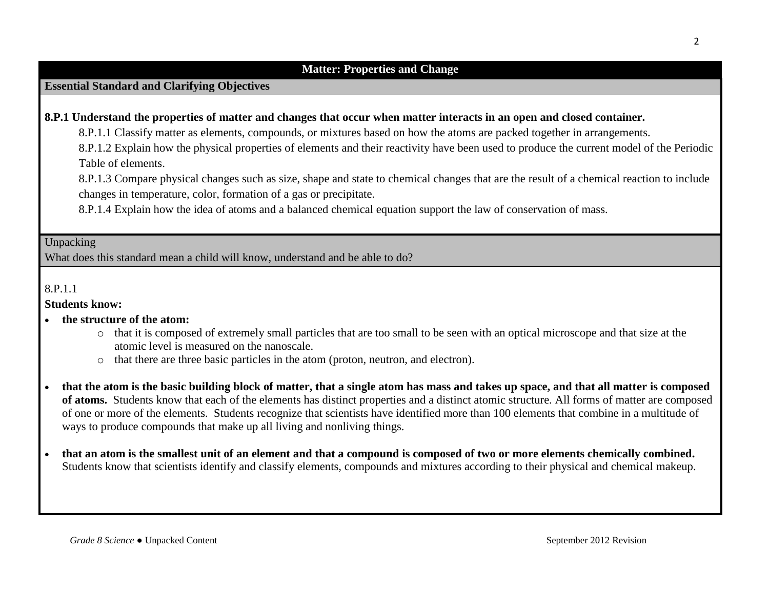## Matter: Properties and Change

### Essential Standard and Clarifying Objectives

**8.P.1 Understand the properties of matter and changes that occur when matter interacts in an open and closed container.**

8.P.1.1 Classify matter as elements, compounds, or mixtures based on how the atoms are packed together in arrangements.

8.P.1.2 Explain how the physical properties of elements and their reactivity have been used to produce the current model of the Periodic Table of elements.

8.P.1.3 Compare physical changes such as size, shape and state to chemical changes that are the result of a chemical reaction to include changes in temperature, color, formation of a gas or precipitate.

8.P.1.4 Explain how the idea of atoms and a balanced chemical equation support the law of conservation of mass.

### Unpacking

What does this standard mean a child will know, understand and be able to do?

8.P.1.1

**Students know:**

- **the structure of the atom:**
  - that it is composed of extremely small particles that are too small to be seen with an optical microscope and that size at the atomic level is measured on the nanoscale.
  - that there are three basic particles in the atom (proton, neutron, and electron).
- **that the atom is the basic building block of matter, that a single atom has mass and takes up space, and that all matter is composed of atoms.** Students know that each of the elements has distinct properties and a distinct atomic structure. All forms of matter are composed of one or more of the elements. Students recognize that scientists have identified more than 100 elements that combine in a multitude of ways to produce compounds that make up all living and nonliving things.
- **that an atom is the smallest unit of an element and that a compound is composed of two or more elements chemically combined.** Students know that scientists identify and classify elements, compounds and mixtures according to their physical and chemical makeup.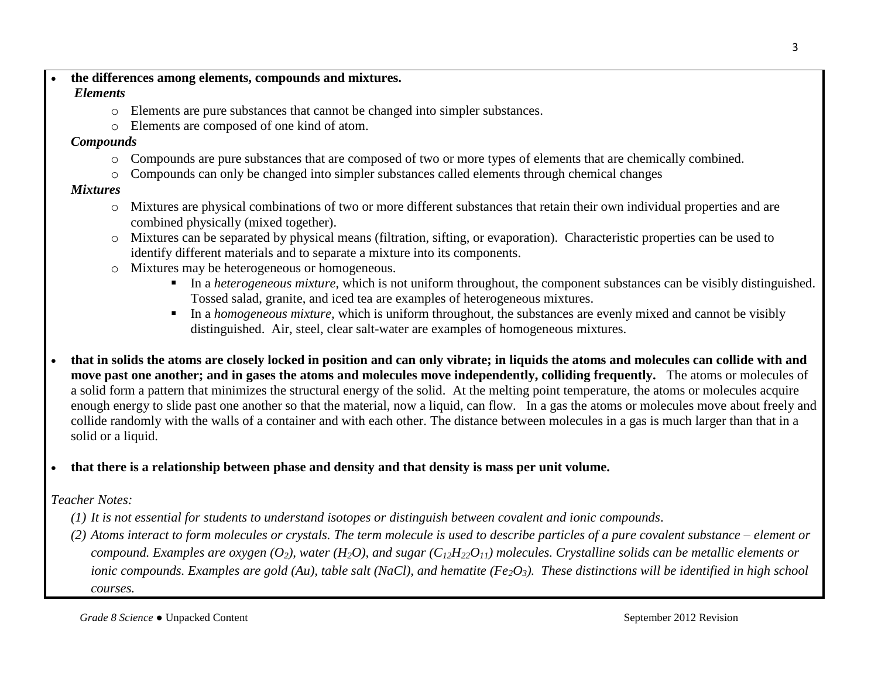- **the differences among elements, compounds and mixtures.**

  ***Elements***
  - Elements are pure substances that cannot be changed into simpler substances.
  - Elements are composed of one kind of atom.

  ***Compounds***
  - Compounds are pure substances that are composed of two or more types of elements that are chemically combined.
  - Compounds can only be changed into simpler substances called elements through chemical changes

  ***Mixtures***
  - Mixtures are physical combinations of two or more different substances that retain their own individual properties and are combined physically (mixed together).
  - Mixtures can be separated by physical means (filtration, sifting, or evaporation). Characteristic properties can be used to identify different materials and to separate a mixture into its components.
  - Mixtures may be heterogeneous or homogeneous.
    - In a *heterogeneous mixture*, which is not uniform throughout, the component substances can be visibly distinguished. Tossed salad, granite, and iced tea are examples of heterogeneous mixtures.
    - In a *homogeneous mixture*, which is uniform throughout, the substances are evenly mixed and cannot be visibly distinguished. Air, steel, clear salt-water are examples of homogeneous mixtures.

- **that in solids the atoms are closely locked in position and can only vibrate; in liquids the atoms and molecules can collide with and move past one another; and in gases the atoms and molecules move independently, colliding frequently.** The atoms or molecules of a solid form a pattern that minimizes the structural energy of the solid. At the melting point temperature, the atoms or molecules acquire enough energy to slide past one another so that the material, now a liquid, can flow. In a gas the atoms or molecules move about freely and collide randomly with the walls of a container and with each other. The distance between molecules in a gas is much larger than that in a solid or a liquid.

- **that there is a relationship between phase and density and that density is mass per unit volume.**

*Teacher Notes:*

*(1) It is not essential for students to understand isotopes or distinguish between covalent and ionic compounds.*

*(2) Atoms interact to form molecules or crystals. The term molecule is used to describe particles of a pure covalent substance – element or compound. Examples are oxygen ($O_2$), water ($H_2O$), and sugar ($C_{12}H_{22}O_{11}$) molecules. Crystalline solids can be metallic elements or ionic compounds. Examples are gold (Au), table salt (NaCl), and hematite ($Fe_2O_3$). These distinctions will be identified in high school courses.*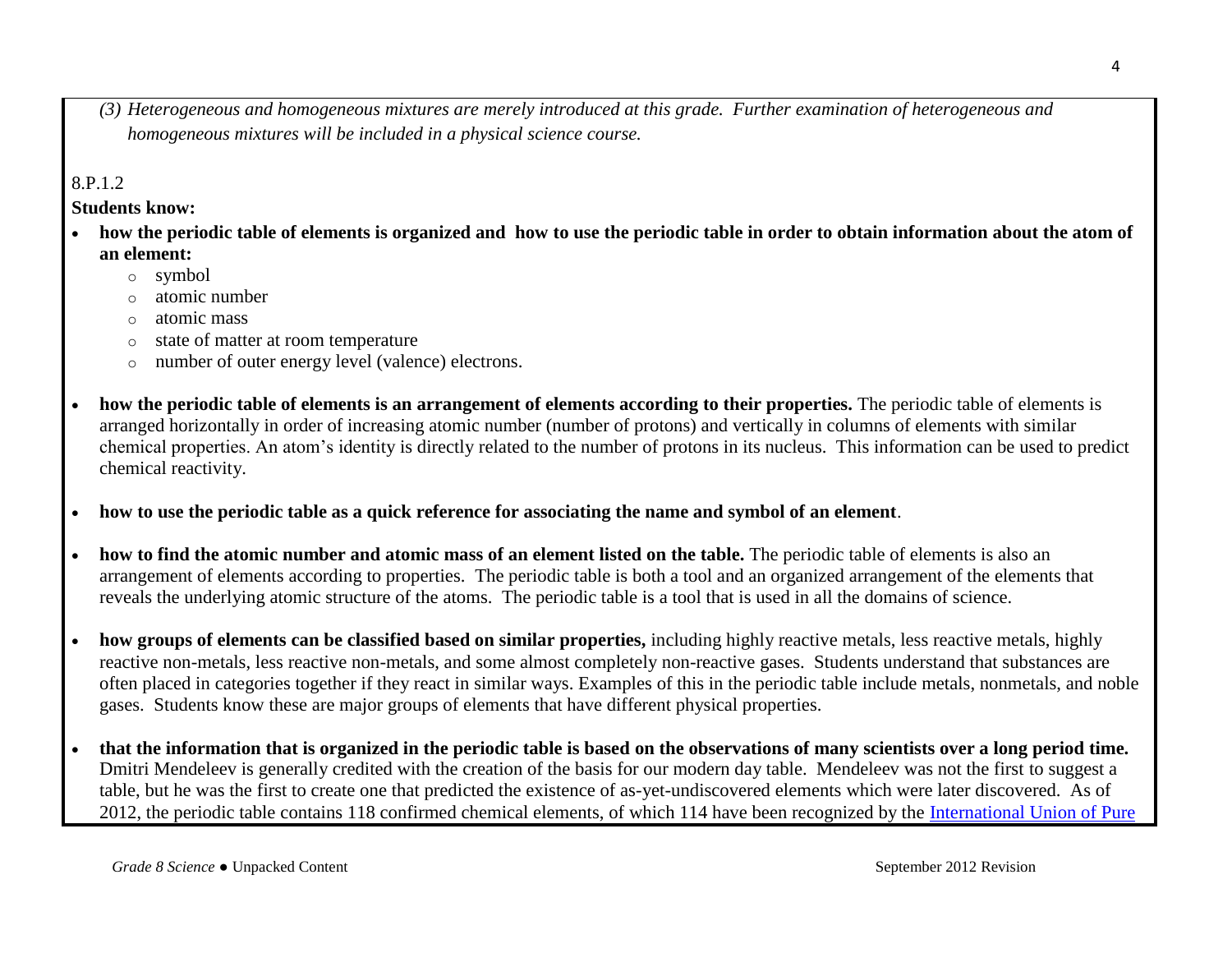*(3) Heterogeneous and homogeneous mixtures are merely introduced at this grade. Further examination of heterogeneous and homogeneous mixtures will be included in a physical science course.*

8.P.1.2

**Students know:**

- **how the periodic table of elements is organized and how to use the periodic table in order to obtain information about the atom of an element:**
  - symbol
  - atomic number
  - atomic mass
  - state of matter at room temperature
  - number of outer energy level (valence) electrons.

- **how the periodic table of elements is an arrangement of elements according to their properties.** The periodic table of elements is arranged horizontally in order of increasing atomic number (number of protons) and vertically in columns of elements with similar chemical properties. An atom's identity is directly related to the number of protons in its nucleus. This information can be used to predict chemical reactivity.

- **how to use the periodic table as a quick reference for associating the name and symbol of an element**.

- **how to find the atomic number and atomic mass of an element listed on the table.** The periodic table of elements is also an arrangement of elements according to properties. The periodic table is both a tool and an organized arrangement of the elements that reveals the underlying atomic structure of the atoms. The periodic table is a tool that is used in all the domains of science.

- **how groups of elements can be classified based on similar properties,** including highly reactive metals, less reactive metals, highly reactive non-metals, less reactive non-metals, and some almost completely non-reactive gases. Students understand that substances are often placed in categories together if they react in similar ways. Examples of this in the periodic table include metals, nonmetals, and noble gases. Students know these are major groups of elements that have different physical properties.

- **that the information that is organized in the periodic table is based on the observations of many scientists over a long period time.** Dmitri Mendeleev is generally credited with the creation of the basis for our modern day table. Mendeleev was not the first to suggest a table, but he was the first to create one that predicted the existence of as-yet-undiscovered elements which were later discovered. As of 2012, the periodic table contains 118 confirmed chemical elements, of which 114 have been recognized by the International Union of Pure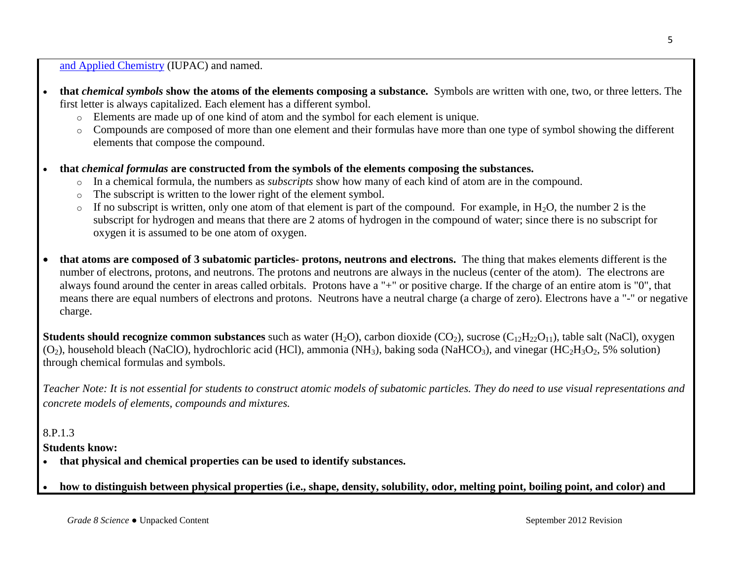and Applied Chemistry (IUPAC) and named.

- **that *chemical symbols* show the atoms of the elements composing a substance.** Symbols are written with one, two, or three letters. The first letter is always capitalized. Each element has a different symbol.
    - Elements are made up of one kind of atom and the symbol for each element is unique.
    - Compounds are composed of more than one element and their formulas have more than one type of symbol showing the different elements that compose the compound.

- **that *chemical formulas* are constructed from the symbols of the elements composing the substances.**
    - In a chemical formula, the numbers as *subscripts* show how many of each kind of atom are in the compound.
    - The subscript is written to the lower right of the element symbol.
    - If no subscript is written, only one atom of that element is part of the compound. For example, in $H_2O$, the number 2 is the subscript for hydrogen and means that there are 2 atoms of hydrogen in the compound of water; since there is no subscript for oxygen it is assumed to be one atom of oxygen.

- **that atoms are composed of 3 subatomic particles- protons, neutrons and electrons.** The thing that makes elements different is the number of electrons, protons, and neutrons. The protons and neutrons are always in the nucleus (center of the atom). The electrons are always found around the center in areas called orbitals. Protons have a "+" or positive charge. If the charge of an entire atom is "0", that means there are equal numbers of electrons and protons. Neutrons have a neutral charge (a charge of zero). Electrons have a "-" or negative charge.

**Students should recognize common substances** such as water ($H_2O$), carbon dioxide ($CO_2$), sucrose ($C_{12}H_{22}O_{11}$), table salt (NaCl), oxygen ($O_2$), household bleach (NaClO), hydrochloric acid (HCl), ammonia ($NH_3$), baking soda ($NaHCO_3$), and vinegar ($HC_2H_3O_2$, 5% solution) through chemical formulas and symbols.

*Teacher Note: It is not essential for students to construct atomic models of subatomic particles. They do need to use visual representations and concrete models of elements, compounds and mixtures.*

8.P.1.3

**Students know:**

- **that physical and chemical properties can be used to identify substances.**

- **how to distinguish between physical properties (i.e., shape, density, solubility, odor, melting point, boiling point, and color) and**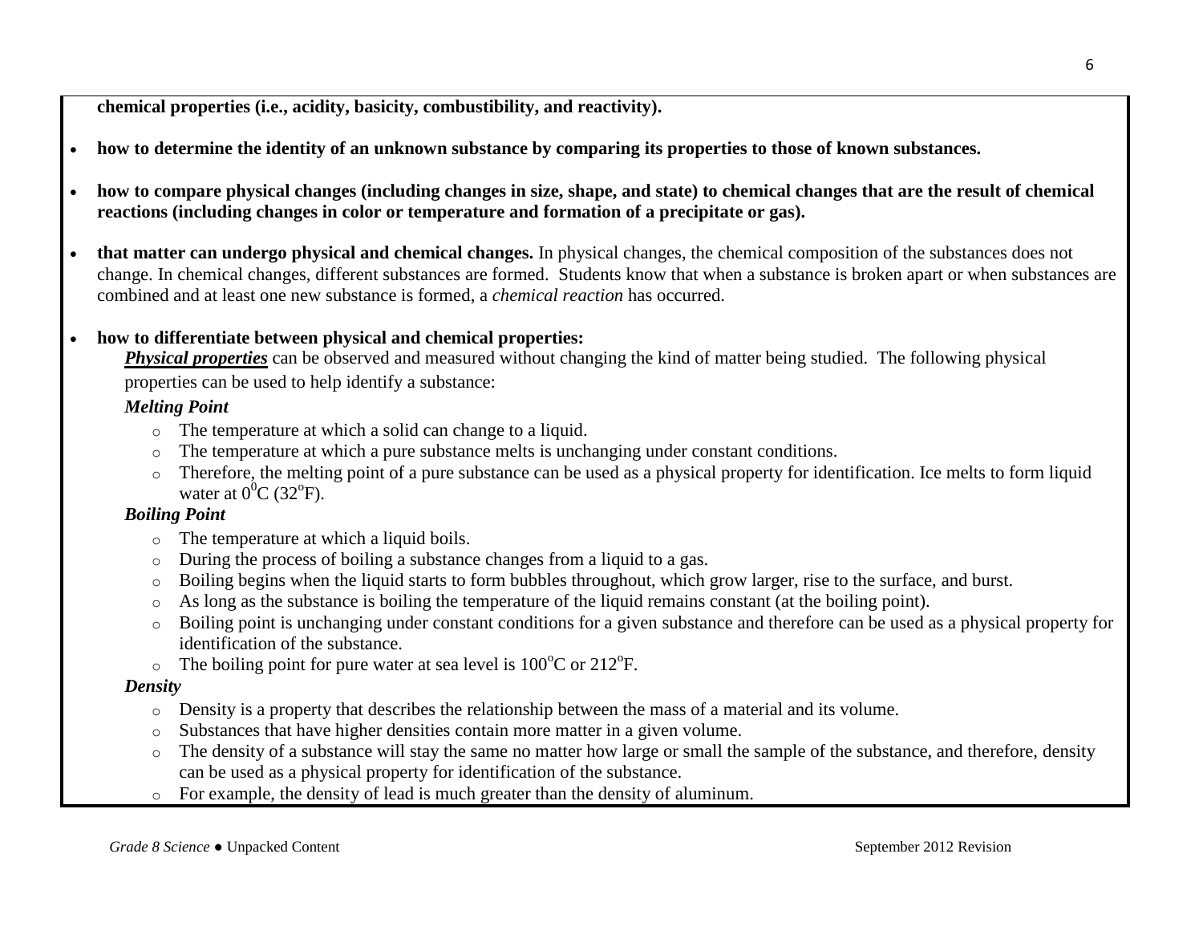**chemical properties (i.e., acidity, basicity, combustibility, and reactivity).**

- **how to determine the identity of an unknown substance by comparing its properties to those of known substances.**

- **how to compare physical changes (including changes in size, shape, and state) to chemical changes that are the result of chemical reactions (including changes in color or temperature and formation of a precipitate or gas).**

- **that matter can undergo physical and chemical changes.** In physical changes, the chemical composition of the substances does not change. In chemical changes, different substances are formed. Students know that when a substance is broken apart or when substances are combined and at least one new substance is formed, a *chemical reaction* has occurred.

- **how to differentiate between physical and chemical properties:**

  ***Physical properties*** can be observed and measured without changing the kind of matter being studied. The following physical properties can be used to help identify a substance:

  ***Melting Point***

  - The temperature at which a solid can change to a liquid.
  - The temperature at which a pure substance melts is unchanging under constant conditions.
  - Therefore, the melting point of a pure substance can be used as a physical property for identification. Ice melts to form liquid water at $0^0$C ($32^o$F).

  ***Boiling Point***

  - The temperature at which a liquid boils.
  - During the process of boiling a substance changes from a liquid to a gas.
  - Boiling begins when the liquid starts to form bubbles throughout, which grow larger, rise to the surface, and burst.
  - As long as the substance is boiling the temperature of the liquid remains constant (at the boiling point).
  - Boiling point is unchanging under constant conditions for a given substance and therefore can be used as a physical property for identification of the substance.
  - The boiling point for pure water at sea level is $100^o$C or $212^o$F.

  ***Density***

  - Density is a property that describes the relationship between the mass of a material and its volume.
  - Substances that have higher densities contain more matter in a given volume.
  - The density of a substance will stay the same no matter how large or small the sample of the substance, and therefore, density can be used as a physical property for identification of the substance.
  - For example, the density of lead is much greater than the density of aluminum.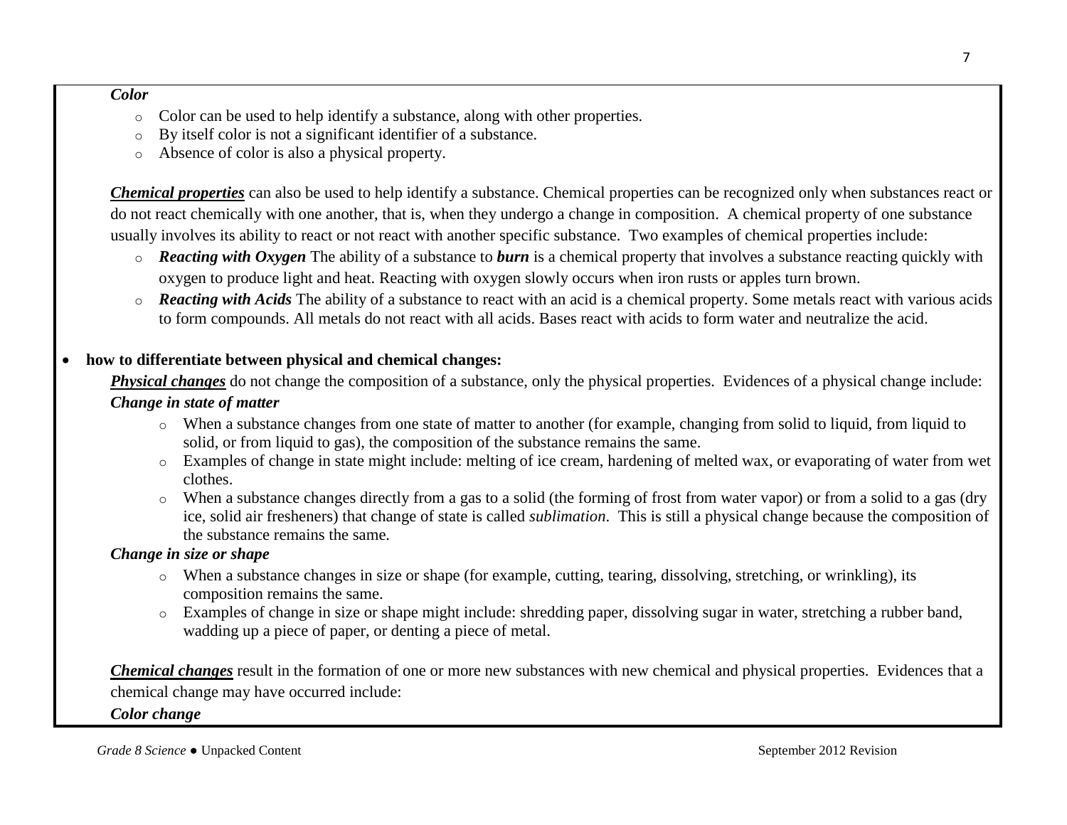*Color*

- Color can be used to help identify a substance, along with other properties.
- By itself color is not a significant identifier of a substance.
- Absence of color is also a physical property.

***Chemical properties*** can also be used to help identify a substance. Chemical properties can be recognized only when substances react or do not react chemically with one another, that is, when they undergo a change in composition. A chemical property of one substance usually involves its ability to react or not react with another specific substance. Two examples of chemical properties include:

- ***Reacting with Oxygen*** The ability of a substance to ***burn*** is a chemical property that involves a substance reacting quickly with oxygen to produce light and heat. Reacting with oxygen slowly occurs when iron rusts or apples turn brown.
- ***Reacting with Acids*** The ability of a substance to react with an acid is a chemical property. Some metals react with various acids to form compounds. All metals do not react with all acids. Bases react with acids to form water and neutralize the acid.

- **how to differentiate between physical and chemical changes:**

  ***Physical changes*** do not change the composition of a substance, only the physical properties. Evidences of a physical change include:

  ***Change in state of matter***

  - When a substance changes from one state of matter to another (for example, changing from solid to liquid, from liquid to solid, or from liquid to gas), the composition of the substance remains the same.
  - Examples of change in state might include: melting of ice cream, hardening of melted wax, or evaporating of water from wet clothes.
  - When a substance changes directly from a gas to a solid (the forming of frost from water vapor) or from a solid to a gas (dry ice, solid air fresheners) that change of state is called *sublimation*. This is still a physical change because the composition of the substance remains the same.

  ***Change in size or shape***

  - When a substance changes in size or shape (for example, cutting, tearing, dissolving, stretching, or wrinkling), its composition remains the same.
  - Examples of change in size or shape might include: shredding paper, dissolving sugar in water, stretching a rubber band, wadding up a piece of paper, or denting a piece of metal.

  ***Chemical changes*** result in the formation of one or more new substances with new chemical and physical properties. Evidences that a chemical change may have occurred include:

  ***Color change***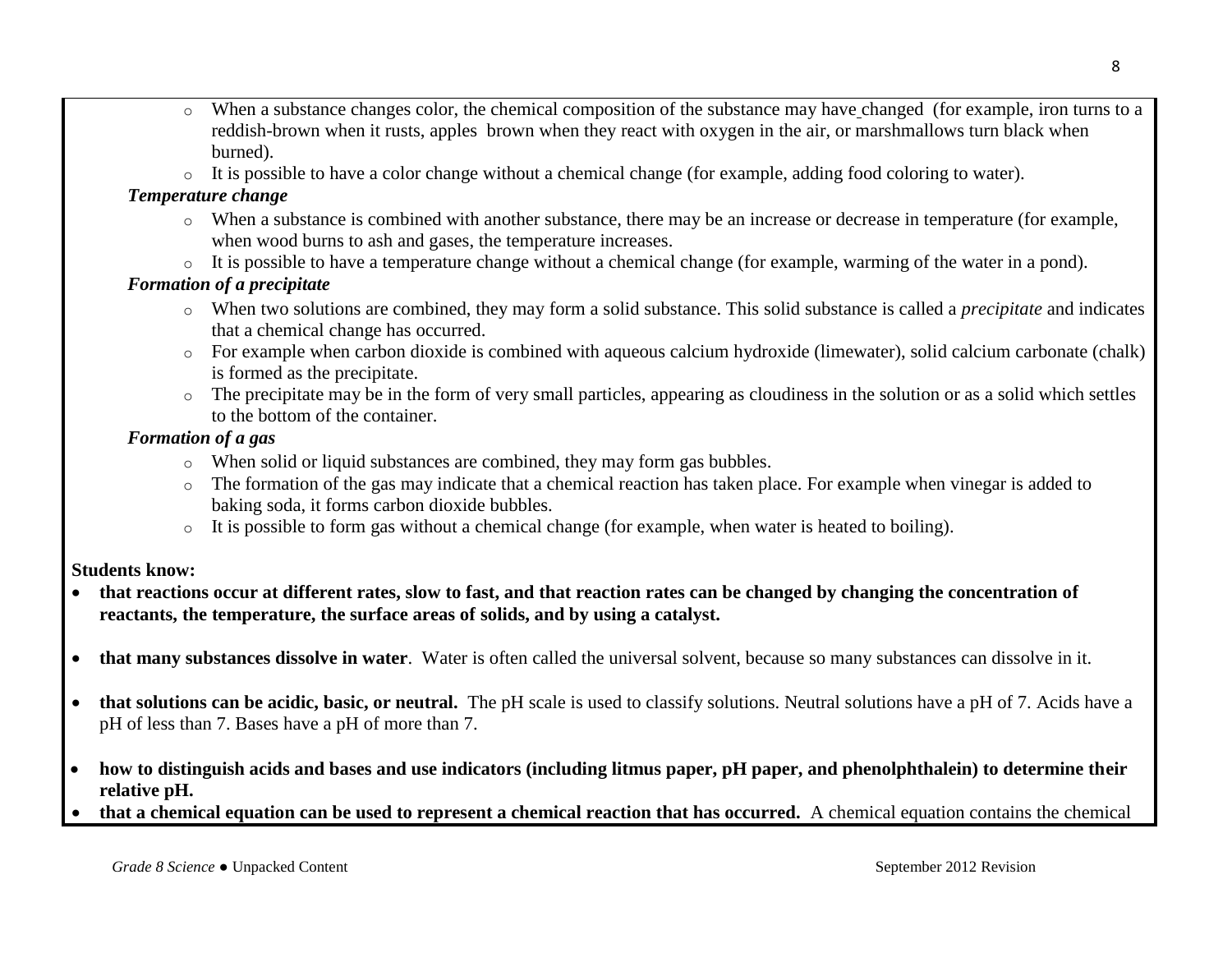- When a substance changes color, the chemical composition of the substance may have changed (for example, iron turns to a reddish-brown when it rusts, apples brown when they react with oxygen in the air, or marshmallows turn black when burned).
- It is possible to have a color change without a chemical change (for example, adding food coloring to water).

***Temperature change***

- When a substance is combined with another substance, there may be an increase or decrease in temperature (for example, when wood burns to ash and gases, the temperature increases.
- It is possible to have a temperature change without a chemical change (for example, warming of the water in a pond).

***Formation of a precipitate***

- When two solutions are combined, they may form a solid substance. This solid substance is called a *precipitate* and indicates that a chemical change has occurred.
- For example when carbon dioxide is combined with aqueous calcium hydroxide (limewater), solid calcium carbonate (chalk) is formed as the precipitate.
- The precipitate may be in the form of very small particles, appearing as cloudiness in the solution or as a solid which settles to the bottom of the container.

***Formation of a gas***

- When solid or liquid substances are combined, they may form gas bubbles.
- The formation of the gas may indicate that a chemical reaction has taken place. For example when vinegar is added to baking soda, it forms carbon dioxide bubbles.
- It is possible to form gas without a chemical change (for example, when water is heated to boiling).

**Students know:**

- **that reactions occur at different rates, slow to fast, and that reaction rates can be changed by changing the concentration of reactants, the temperature, the surface areas of solids, and by using a catalyst.**

- **that many substances dissolve in water**. Water is often called the universal solvent, because so many substances can dissolve in it.

- **that solutions can be acidic, basic, or neutral.** The pH scale is used to classify solutions. Neutral solutions have a pH of 7. Acids have a pH of less than 7. Bases have a pH of more than 7.

- **how to distinguish acids and bases and use indicators (including litmus paper, pH paper, and phenolphthalein) to determine their relative pH.**
- **that a chemical equation can be used to represent a chemical reaction that has occurred.** A chemical equation contains the chemical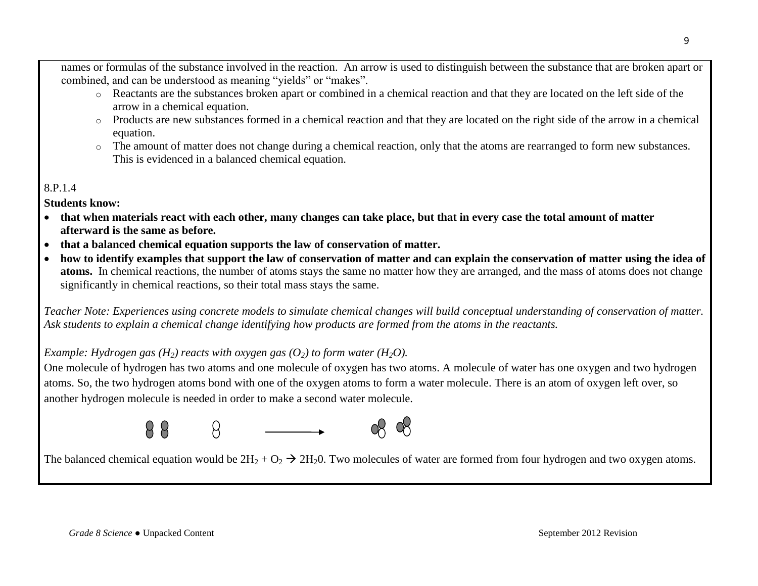names or formulas of the substance involved in the reaction. An arrow is used to distinguish between the substance that are broken apart or combined, and can be understood as meaning "yields" or "makes".

- Reactants are the substances broken apart or combined in a chemical reaction and that they are located on the left side of the arrow in a chemical equation.
- Products are new substances formed in a chemical reaction and that they are located on the right side of the arrow in a chemical equation.
- The amount of matter does not change during a chemical reaction, only that the atoms are rearranged to form new substances. This is evidenced in a balanced chemical equation.

8.P.1.4

**Students know:**

- **that when materials react with each other, many changes can take place, but that in every case the total amount of matter afterward is the same as before.**
- **that a balanced chemical equation supports the law of conservation of matter.**
- **how to identify examples that support the law of conservation of matter and can explain the conservation of matter using the idea of atoms.** In chemical reactions, the number of atoms stays the same no matter how they are arranged, and the mass of atoms does not change significantly in chemical reactions, so their total mass stays the same.

*Teacher Note: Experiences using concrete models to simulate chemical changes will build conceptual understanding of conservation of matter. Ask students to explain a chemical change identifying how products are formed from the atoms in the reactants.*

*Example: Hydrogen gas ($H_2$) reacts with oxygen gas ($O_2$) to form water ($H_2O$).*

One molecule of hydrogen has two atoms and one molecule of oxygen has two atoms. A molecule of water has one oxygen and two hydrogen atoms. So, the two hydrogen atoms bond with one of the oxygen atoms to form a water molecule. There is an atom of oxygen left over, so another hydrogen molecule is needed in order to make a second water molecule.

The balanced chemical equation would be $2H_2 + O_2 \rightarrow 2H_20$. Two molecules of water are formed from four hydrogen and two oxygen atoms.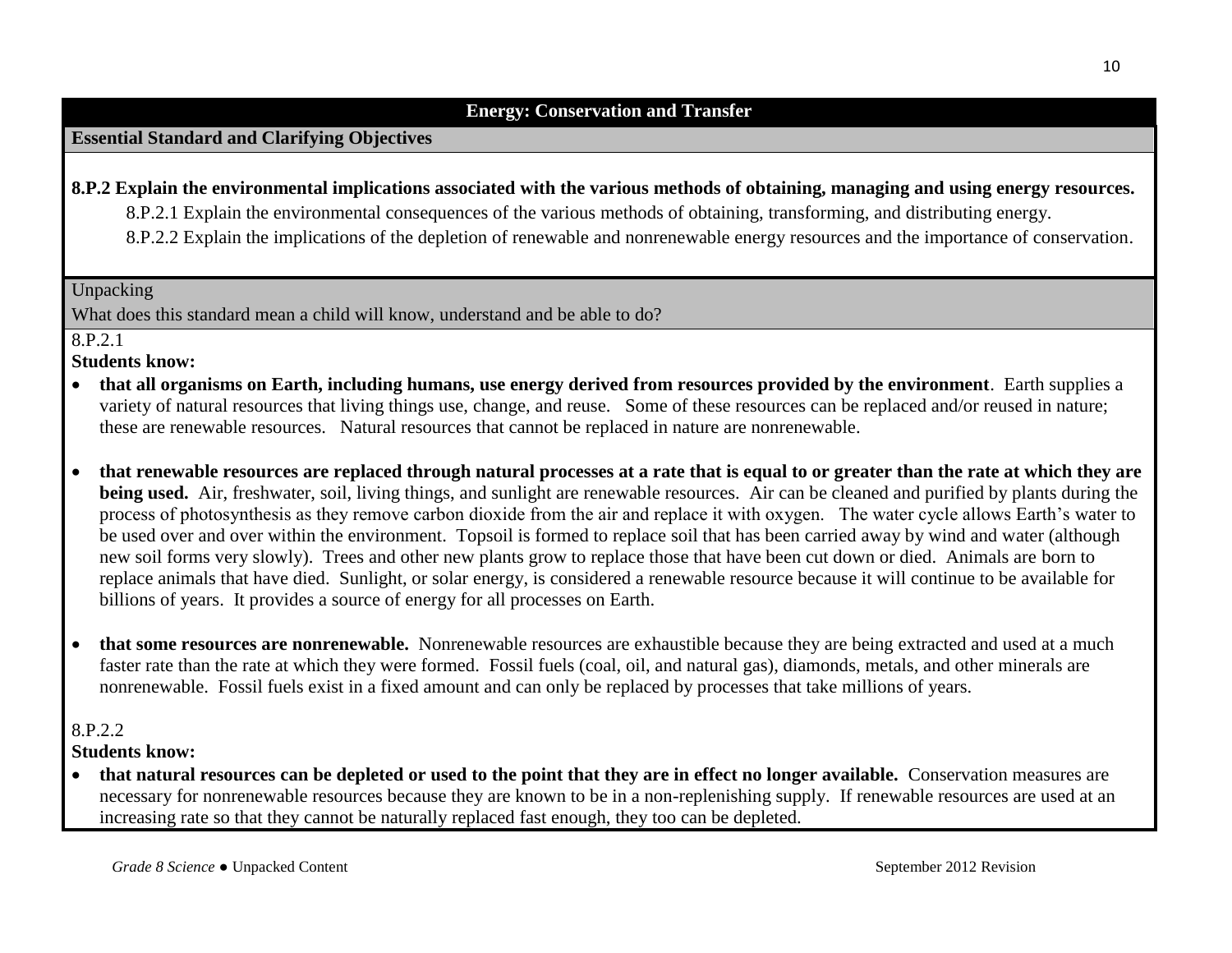## Energy: Conservation and Transfer

**Essential Standard and Clarifying Objectives**

**8.P.2 Explain the environmental implications associated with the various methods of obtaining, managing and using energy resources.**

8.P.2.1 Explain the environmental consequences of the various methods of obtaining, transforming, and distributing energy.

8.P.2.2 Explain the implications of the depletion of renewable and nonrenewable energy resources and the importance of conservation.

Unpacking

What does this standard mean a child will know, understand and be able to do?

8.P.2.1

**Students know:**

- **that all organisms on Earth, including humans, use energy derived from resources provided by the environment**. Earth supplies a variety of natural resources that living things use, change, and reuse. Some of these resources can be replaced and/or reused in nature; these are renewable resources. Natural resources that cannot be replaced in nature are nonrenewable.
- **that renewable resources are replaced through natural processes at a rate that is equal to or greater than the rate at which they are being used.** Air, freshwater, soil, living things, and sunlight are renewable resources. Air can be cleaned and purified by plants during the process of photosynthesis as they remove carbon dioxide from the air and replace it with oxygen. The water cycle allows Earth's water to be used over and over within the environment. Topsoil is formed to replace soil that has been carried away by wind and water (although new soil forms very slowly). Trees and other new plants grow to replace those that have been cut down or died. Animals are born to replace animals that have died. Sunlight, or solar energy, is considered a renewable resource because it will continue to be available for billions of years. It provides a source of energy for all processes on Earth.
- **that some resources are nonrenewable.** Nonrenewable resources are exhaustible because they are being extracted and used at a much faster rate than the rate at which they were formed. Fossil fuels (coal, oil, and natural gas), diamonds, metals, and other minerals are nonrenewable. Fossil fuels exist in a fixed amount and can only be replaced by processes that take millions of years.

8.P.2.2

**Students know:**

- **that natural resources can be depleted or used to the point that they are in effect no longer available.** Conservation measures are necessary for nonrenewable resources because they are known to be in a non-replenishing supply. If renewable resources are used at an increasing rate so that they cannot be naturally replaced fast enough, they too can be depleted.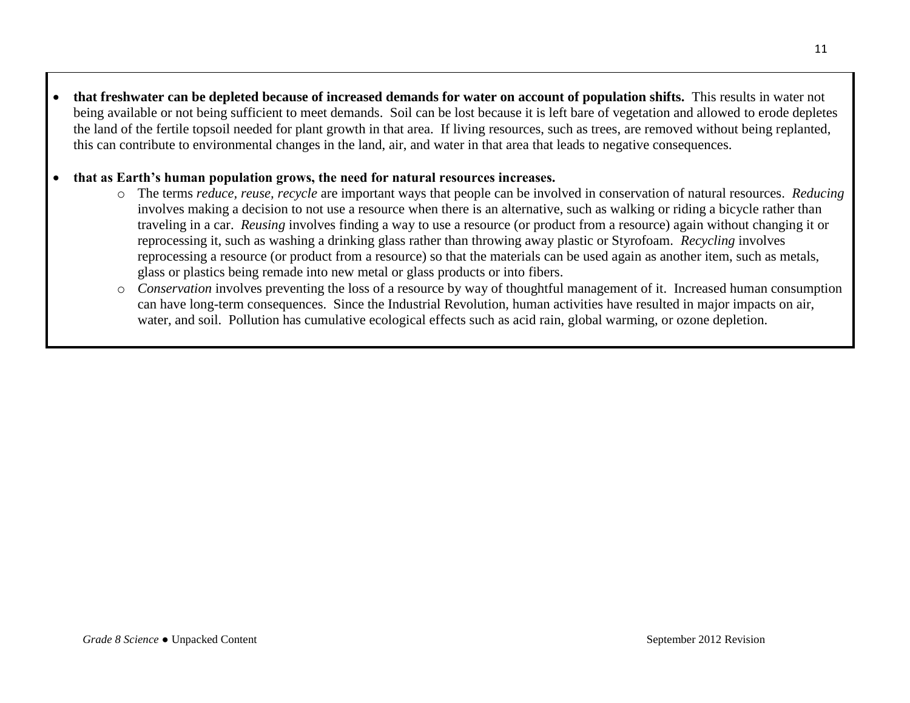- **that freshwater can be depleted because of increased demands for water on account of population shifts.** This results in water not being available or not being sufficient to meet demands. Soil can be lost because it is left bare of vegetation and allowed to erode depletes the land of the fertile topsoil needed for plant growth in that area. If living resources, such as trees, are removed without being replanted, this can contribute to environmental changes in the land, air, and water in that area that leads to negative consequences.

- **that as Earth's human population grows, the need for natural resources increases.**
  - The terms *reduce, reuse, recycle* are important ways that people can be involved in conservation of natural resources. *Reducing* involves making a decision to not use a resource when there is an alternative, such as walking or riding a bicycle rather than traveling in a car. *Reusing* involves finding a way to use a resource (or product from a resource) again without changing it or reprocessing it, such as washing a drinking glass rather than throwing away plastic or Styrofoam. *Recycling* involves reprocessing a resource (or product from a resource) so that the materials can be used again as another item, such as metals, glass or plastics being remade into new metal or glass products or into fibers.
  - *Conservation* involves preventing the loss of a resource by way of thoughtful management of it. Increased human consumption can have long-term consequences. Since the Industrial Revolution, human activities have resulted in major impacts on air, water, and soil. Pollution has cumulative ecological effects such as acid rain, global warming, or ozone depletion.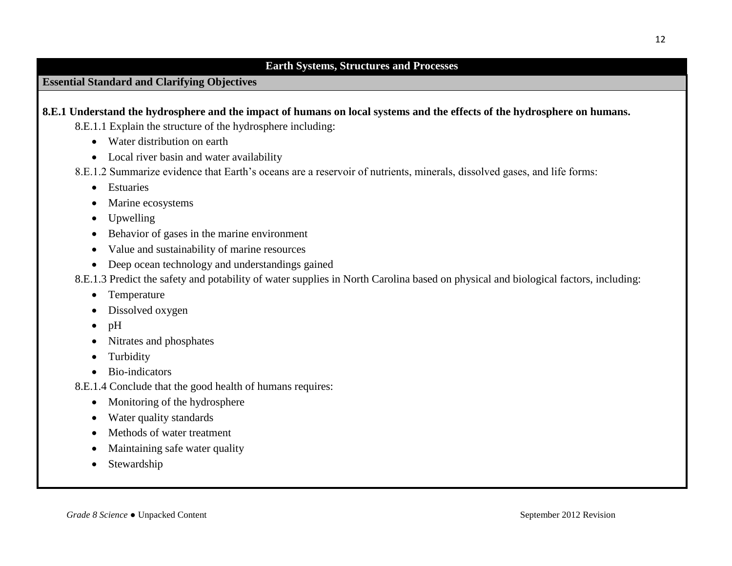## Earth Systems, Structures and Processes

### Essential Standard and Clarifying Objectives

**8.E.1 Understand the hydrosphere and the impact of humans on local systems and the effects of the hydrosphere on humans.**

8.E.1.1 Explain the structure of the hydrosphere including:

- Water distribution on earth
- Local river basin and water availability

8.E.1.2 Summarize evidence that Earth's oceans are a reservoir of nutrients, minerals, dissolved gases, and life forms:

- Estuaries
- Marine ecosystems
- Upwelling
- Behavior of gases in the marine environment
- Value and sustainability of marine resources
- Deep ocean technology and understandings gained

8.E.1.3 Predict the safety and potability of water supplies in North Carolina based on physical and biological factors, including:

- Temperature
- Dissolved oxygen
- pH
- Nitrates and phosphates
- Turbidity
- Bio-indicators

8.E.1.4 Conclude that the good health of humans requires:

- Monitoring of the hydrosphere
- Water quality standards
- Methods of water treatment
- Maintaining safe water quality
- Stewardship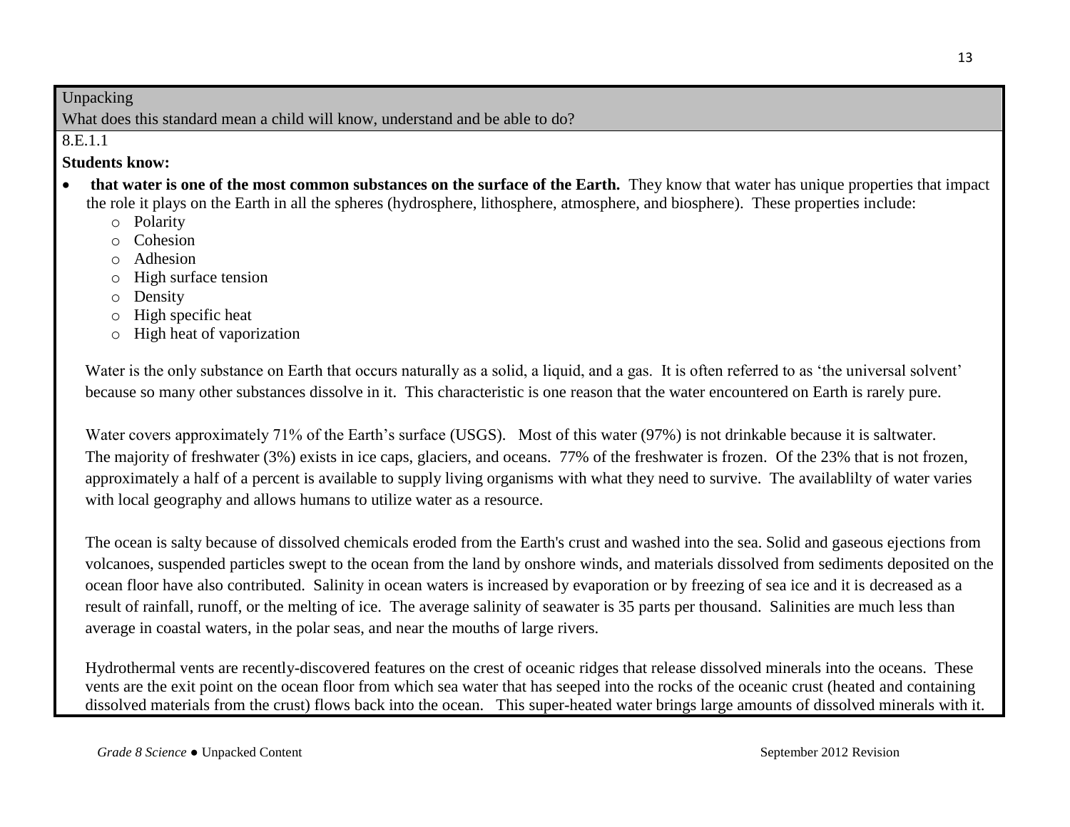Unpacking

What does this standard mean a child will know, understand and be able to do?

8.E.1.1

**Students know:**

- **that water is one of the most common substances on the surface of the Earth.** They know that water has unique properties that impact the role it plays on the Earth in all the spheres (hydrosphere, lithosphere, atmosphere, and biosphere). These properties include:
  - Polarity
  - Cohesion
  - Adhesion
  - High surface tension
  - Density
  - High specific heat
  - High heat of vaporization

Water is the only substance on Earth that occurs naturally as a solid, a liquid, and a gas. It is often referred to as 'the universal solvent' because so many other substances dissolve in it. This characteristic is one reason that the water encountered on Earth is rarely pure.

Water covers approximately 71% of the Earth's surface (USGS). Most of this water (97%) is not drinkable because it is saltwater. The majority of freshwater (3%) exists in ice caps, glaciers, and oceans. 77% of the freshwater is frozen. Of the 23% that is not frozen, approximately a half of a percent is available to supply living organisms with what they need to survive. The availablilty of water varies with local geography and allows humans to utilize water as a resource.

The ocean is salty because of dissolved chemicals eroded from the Earth's crust and washed into the sea. Solid and gaseous ejections from volcanoes, suspended particles swept to the ocean from the land by onshore winds, and materials dissolved from sediments deposited on the ocean floor have also contributed. Salinity in ocean waters is increased by evaporation or by freezing of sea ice and it is decreased as a result of rainfall, runoff, or the melting of ice. The average salinity of seawater is 35 parts per thousand. Salinities are much less than average in coastal waters, in the polar seas, and near the mouths of large rivers.

Hydrothermal vents are recently-discovered features on the crest of oceanic ridges that release dissolved minerals into the oceans. These vents are the exit point on the ocean floor from which sea water that has seeped into the rocks of the oceanic crust (heated and containing dissolved materials from the crust) flows back into the ocean. This super-heated water brings large amounts of dissolved minerals with it.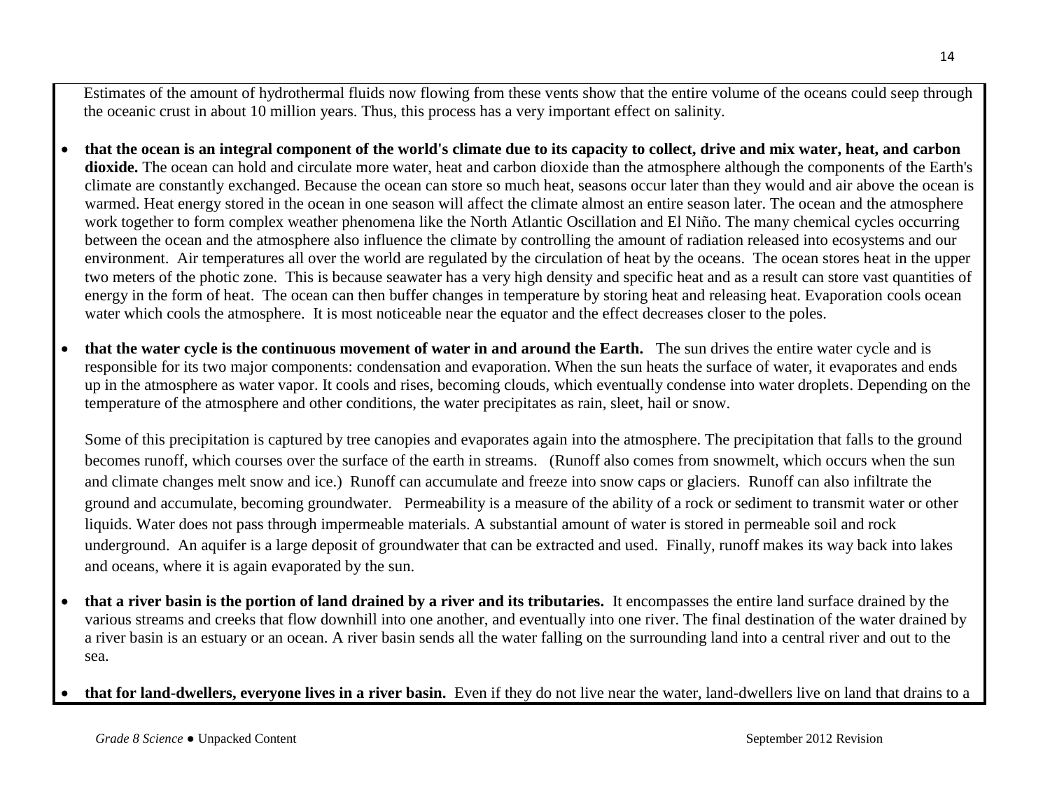Estimates of the amount of hydrothermal fluids now flowing from these vents show that the entire volume of the oceans could seep through the oceanic crust in about 10 million years. Thus, this process has a very important effect on salinity.

- **that the ocean is an integral component of the world's climate due to its capacity to collect, drive and mix water, heat, and carbon dioxide.** The ocean can hold and circulate more water, heat and carbon dioxide than the atmosphere although the components of the Earth's climate are constantly exchanged. Because the ocean can store so much heat, seasons occur later than they would and air above the ocean is warmed. Heat energy stored in the ocean in one season will affect the climate almost an entire season later. The ocean and the atmosphere work together to form complex weather phenomena like the North Atlantic Oscillation and El Niño. The many chemical cycles occurring between the ocean and the atmosphere also influence the climate by controlling the amount of radiation released into ecosystems and our environment. Air temperatures all over the world are regulated by the circulation of heat by the oceans. The ocean stores heat in the upper two meters of the photic zone. This is because seawater has a very high density and specific heat and as a result can store vast quantities of energy in the form of heat. The ocean can then buffer changes in temperature by storing heat and releasing heat. Evaporation cools ocean water which cools the atmosphere. It is most noticeable near the equator and the effect decreases closer to the poles.

- **that the water cycle is the continuous movement of water in and around the Earth.** The sun drives the entire water cycle and is responsible for its two major components: condensation and evaporation. When the sun heats the surface of water, it evaporates and ends up in the atmosphere as water vapor. It cools and rises, becoming clouds, which eventually condense into water droplets. Depending on the temperature of the atmosphere and other conditions, the water precipitates as rain, sleet, hail or snow.

  Some of this precipitation is captured by tree canopies and evaporates again into the atmosphere. The precipitation that falls to the ground becomes runoff, which courses over the surface of the earth in streams. (Runoff also comes from snowmelt, which occurs when the sun and climate changes melt snow and ice.) Runoff can accumulate and freeze into snow caps or glaciers. Runoff can also infiltrate the ground and accumulate, becoming groundwater. Permeability is a measure of the ability of a rock or sediment to transmit water or other liquids. Water does not pass through impermeable materials. A substantial amount of water is stored in permeable soil and rock underground. An aquifer is a large deposit of groundwater that can be extracted and used. Finally, runoff makes its way back into lakes and oceans, where it is again evaporated by the sun.

- **that a river basin is the portion of land drained by a river and its tributaries.** It encompasses the entire land surface drained by the various streams and creeks that flow downhill into one another, and eventually into one river. The final destination of the water drained by a river basin is an estuary or an ocean. A river basin sends all the water falling on the surrounding land into a central river and out to the sea.

- **that for land-dwellers, everyone lives in a river basin.** Even if they do not live near the water, land-dwellers live on land that drains to a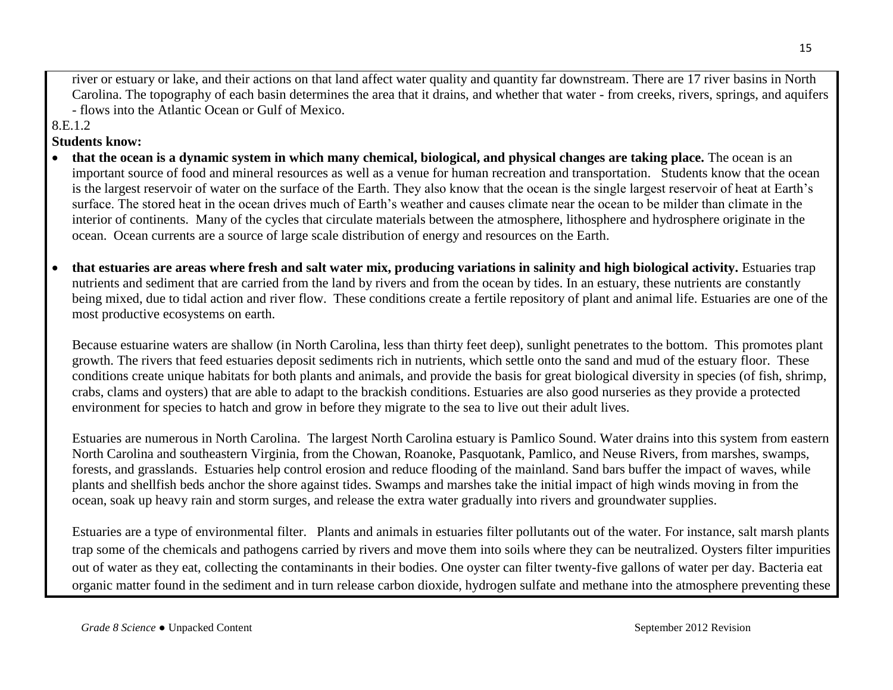river or estuary or lake, and their actions on that land affect water quality and quantity far downstream. There are 17 river basins in North Carolina. The topography of each basin determines the area that it drains, and whether that water - from creeks, rivers, springs, and aquifers - flows into the Atlantic Ocean or Gulf of Mexico.

8.E.1.2

**Students know:**

- **that the ocean is a dynamic system in which many chemical, biological, and physical changes are taking place.** The ocean is an important source of food and mineral resources as well as a venue for human recreation and transportation. Students know that the ocean is the largest reservoir of water on the surface of the Earth. They also know that the ocean is the single largest reservoir of heat at Earth's surface. The stored heat in the ocean drives much of Earth's weather and causes climate near the ocean to be milder than climate in the interior of continents. Many of the cycles that circulate materials between the atmosphere, lithosphere and hydrosphere originate in the ocean. Ocean currents are a source of large scale distribution of energy and resources on the Earth.

- **that estuaries are areas where fresh and salt water mix, producing variations in salinity and high biological activity.** Estuaries trap nutrients and sediment that are carried from the land by rivers and from the ocean by tides. In an estuary, these nutrients are constantly being mixed, due to tidal action and river flow. These conditions create a fertile repository of plant and animal life. Estuaries are one of the most productive ecosystems on earth.

  Because estuarine waters are shallow (in North Carolina, less than thirty feet deep), sunlight penetrates to the bottom. This promotes plant growth. The rivers that feed estuaries deposit sediments rich in nutrients, which settle onto the sand and mud of the estuary floor. These conditions create unique habitats for both plants and animals, and provide the basis for great biological diversity in species (of fish, shrimp, crabs, clams and oysters) that are able to adapt to the brackish conditions. Estuaries are also good nurseries as they provide a protected environment for species to hatch and grow in before they migrate to the sea to live out their adult lives.

  Estuaries are numerous in North Carolina. The largest North Carolina estuary is Pamlico Sound. Water drains into this system from eastern North Carolina and southeastern Virginia, from the Chowan, Roanoke, Pasquotank, Pamlico, and Neuse Rivers, from marshes, swamps, forests, and grasslands. Estuaries help control erosion and reduce flooding of the mainland. Sand bars buffer the impact of waves, while plants and shellfish beds anchor the shore against tides. Swamps and marshes take the initial impact of high winds moving in from the ocean, soak up heavy rain and storm surges, and release the extra water gradually into rivers and groundwater supplies.

  Estuaries are a type of environmental filter. Plants and animals in estuaries filter pollutants out of the water. For instance, salt marsh plants trap some of the chemicals and pathogens carried by rivers and move them into soils where they can be neutralized. Oysters filter impurities out of water as they eat, collecting the contaminants in their bodies. One oyster can filter twenty-five gallons of water per day. Bacteria eat organic matter found in the sediment and in turn release carbon dioxide, hydrogen sulfate and methane into the atmosphere preventing these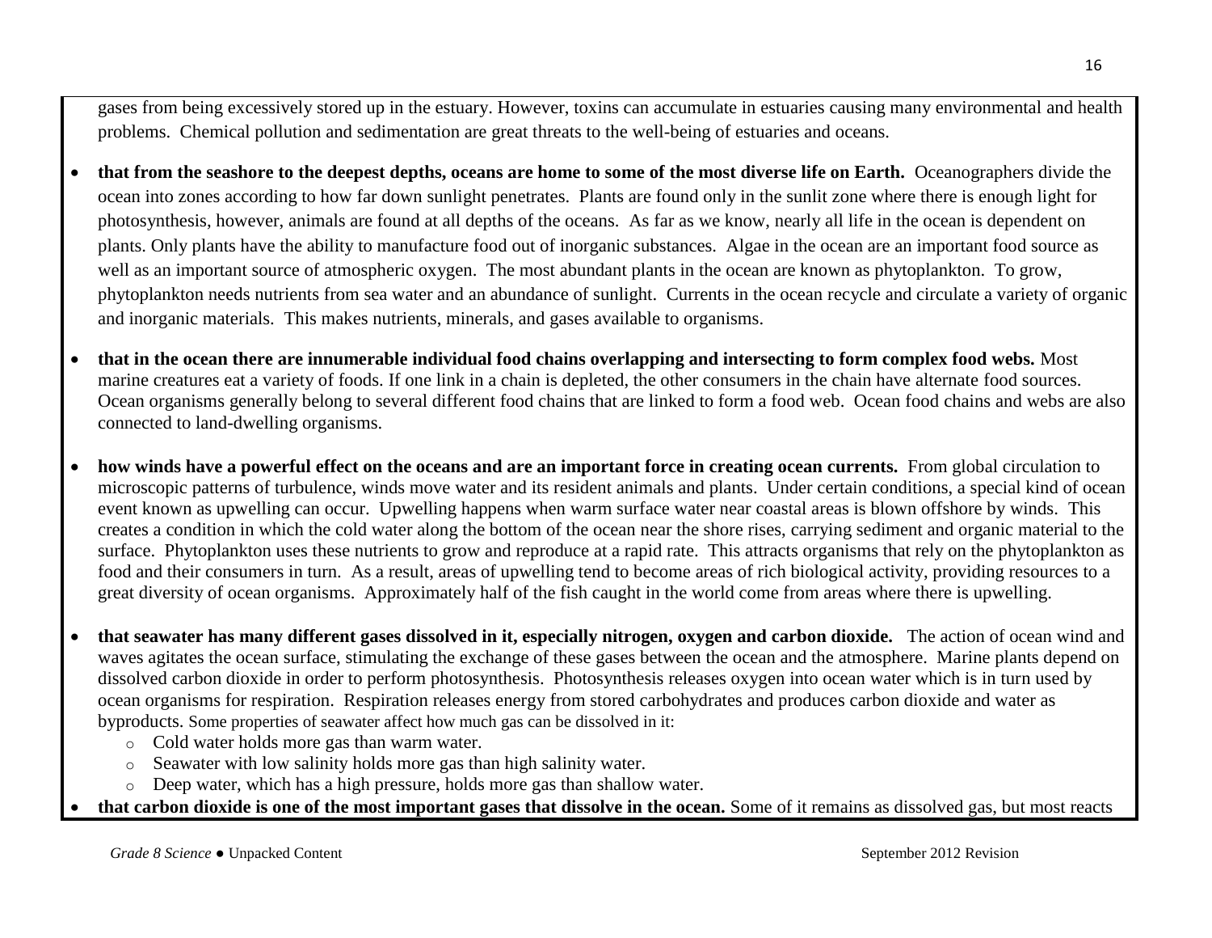gases from being excessively stored up in the estuary. However, toxins can accumulate in estuaries causing many environmental and health problems. Chemical pollution and sedimentation are great threats to the well-being of estuaries and oceans.

- **that from the seashore to the deepest depths, oceans are home to some of the most diverse life on Earth.** Oceanographers divide the ocean into zones according to how far down sunlight penetrates. Plants are found only in the sunlit zone where there is enough light for photosynthesis, however, animals are found at all depths of the oceans. As far as we know, nearly all life in the ocean is dependent on plants. Only plants have the ability to manufacture food out of inorganic substances. Algae in the ocean are an important food source as well as an important source of atmospheric oxygen. The most abundant plants in the ocean are known as phytoplankton. To grow, phytoplankton needs nutrients from sea water and an abundance of sunlight. Currents in the ocean recycle and circulate a variety of organic and inorganic materials. This makes nutrients, minerals, and gases available to organisms.
- **that in the ocean there are innumerable individual food chains overlapping and intersecting to form complex food webs.** Most marine creatures eat a variety of foods. If one link in a chain is depleted, the other consumers in the chain have alternate food sources. Ocean organisms generally belong to several different food chains that are linked to form a food web. Ocean food chains and webs are also connected to land-dwelling organisms.
- **how winds have a powerful effect on the oceans and are an important force in creating ocean currents.** From global circulation to microscopic patterns of turbulence, winds move water and its resident animals and plants. Under certain conditions, a special kind of ocean event known as upwelling can occur. Upwelling happens when warm surface water near coastal areas is blown offshore by winds. This creates a condition in which the cold water along the bottom of the ocean near the shore rises, carrying sediment and organic material to the surface. Phytoplankton uses these nutrients to grow and reproduce at a rapid rate. This attracts organisms that rely on the phytoplankton as food and their consumers in turn. As a result, areas of upwelling tend to become areas of rich biological activity, providing resources to a great diversity of ocean organisms. Approximately half of the fish caught in the world come from areas where there is upwelling.
- **that seawater has many different gases dissolved in it, especially nitrogen, oxygen and carbon dioxide.** The action of ocean wind and waves agitates the ocean surface, stimulating the exchange of these gases between the ocean and the atmosphere. Marine plants depend on dissolved carbon dioxide in order to perform photosynthesis. Photosynthesis releases oxygen into ocean water which is in turn used by ocean organisms for respiration. Respiration releases energy from stored carbohydrates and produces carbon dioxide and water as byproducts. Some properties of seawater affect how much gas can be dissolved in it:
  - Cold water holds more gas than warm water.
  - Seawater with low salinity holds more gas than high salinity water.
  - Deep water, which has a high pressure, holds more gas than shallow water.
- **that carbon dioxide is one of the most important gases that dissolve in the ocean.** Some of it remains as dissolved gas, but most reacts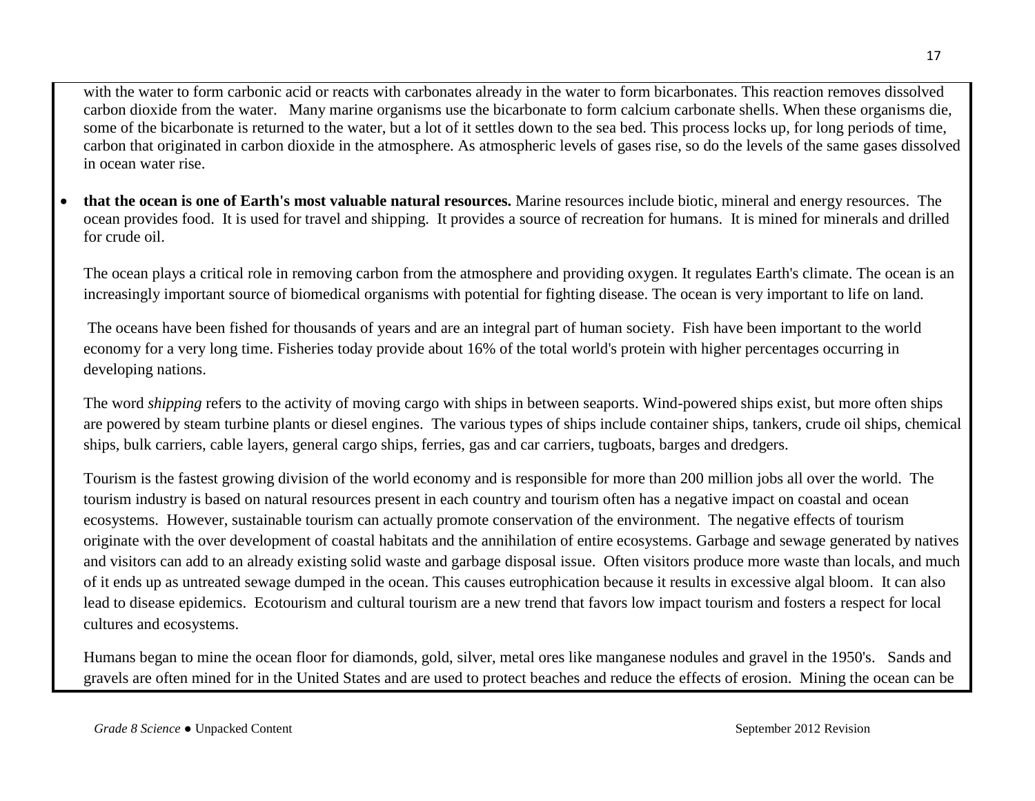with the water to form carbonic acid or reacts with carbonates already in the water to form bicarbonates. This reaction removes dissolved carbon dioxide from the water. Many marine organisms use the bicarbonate to form calcium carbonate shells. When these organisms die, some of the bicarbonate is returned to the water, but a lot of it settles down to the sea bed. This process locks up, for long periods of time, carbon that originated in carbon dioxide in the atmosphere. As atmospheric levels of gases rise, so do the levels of the same gases dissolved in ocean water rise.

- **that the ocean is one of Earth's most valuable natural resources.** Marine resources include biotic, mineral and energy resources. The ocean provides food. It is used for travel and shipping. It provides a source of recreation for humans. It is mined for minerals and drilled for crude oil.

  The ocean plays a critical role in removing carbon from the atmosphere and providing oxygen. It regulates Earth's climate. The ocean is an increasingly important source of biomedical organisms with potential for fighting disease. The ocean is very important to life on land.

  The oceans have been fished for thousands of years and are an integral part of human society. Fish have been important to the world economy for a very long time. Fisheries today provide about 16% of the total world's protein with higher percentages occurring in developing nations.

  The word *shipping* refers to the activity of moving cargo with ships in between seaports. Wind-powered ships exist, but more often ships are powered by steam turbine plants or diesel engines. The various types of ships include container ships, tankers, crude oil ships, chemical ships, bulk carriers, cable layers, general cargo ships, ferries, gas and car carriers, tugboats, barges and dredgers.

  Tourism is the fastest growing division of the world economy and is responsible for more than 200 million jobs all over the world. The tourism industry is based on natural resources present in each country and tourism often has a negative impact on coastal and ocean ecosystems. However, sustainable tourism can actually promote conservation of the environment. The negative effects of tourism originate with the over development of coastal habitats and the annihilation of entire ecosystems. Garbage and sewage generated by natives and visitors can add to an already existing solid waste and garbage disposal issue. Often visitors produce more waste than locals, and much of it ends up as untreated sewage dumped in the ocean. This causes eutrophication because it results in excessive algal bloom. It can also lead to disease epidemics. Ecotourism and cultural tourism are a new trend that favors low impact tourism and fosters a respect for local cultures and ecosystems.

  Humans began to mine the ocean floor for diamonds, gold, silver, metal ores like manganese nodules and gravel in the 1950's. Sands and gravels are often mined for in the United States and are used to protect beaches and reduce the effects of erosion. Mining the ocean can be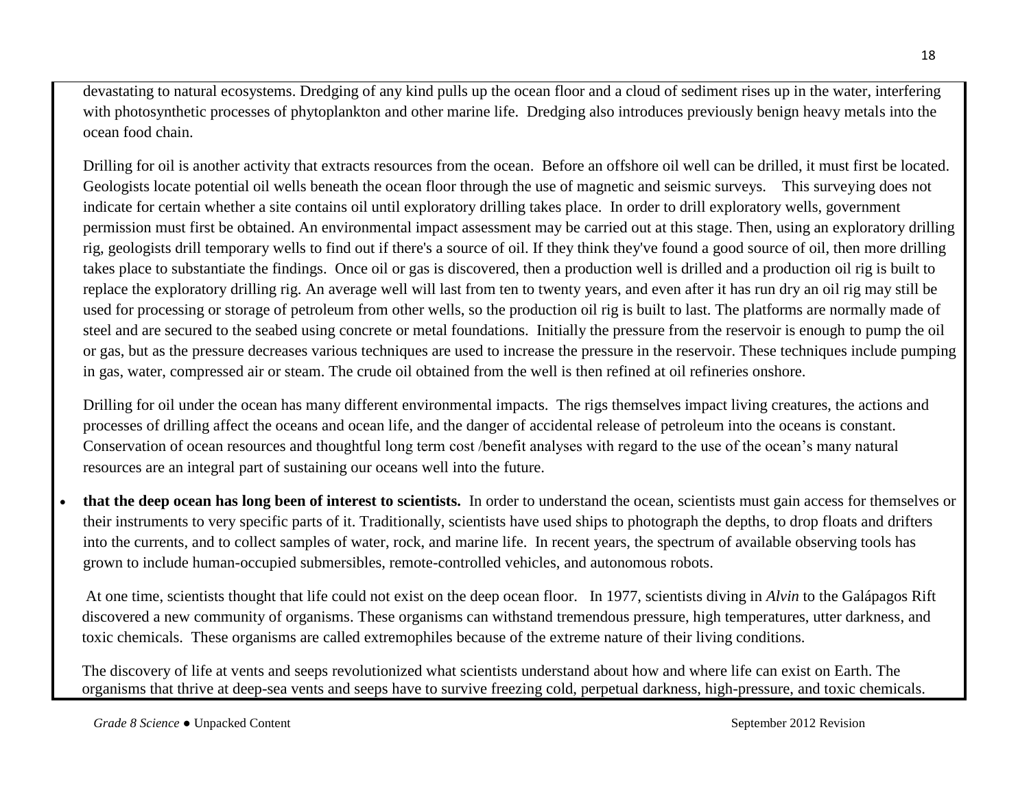devastating to natural ecosystems. Dredging of any kind pulls up the ocean floor and a cloud of sediment rises up in the water, interfering with photosynthetic processes of phytoplankton and other marine life. Dredging also introduces previously benign heavy metals into the ocean food chain.

Drilling for oil is another activity that extracts resources from the ocean. Before an offshore oil well can be drilled, it must first be located. Geologists locate potential oil wells beneath the ocean floor through the use of magnetic and seismic surveys. This surveying does not indicate for certain whether a site contains oil until exploratory drilling takes place. In order to drill exploratory wells, government permission must first be obtained. An environmental impact assessment may be carried out at this stage. Then, using an exploratory drilling rig, geologists drill temporary wells to find out if there's a source of oil. If they think they've found a good source of oil, then more drilling takes place to substantiate the findings. Once oil or gas is discovered, then a production well is drilled and a production oil rig is built to replace the exploratory drilling rig. An average well will last from ten to twenty years, and even after it has run dry an oil rig may still be used for processing or storage of petroleum from other wells, so the production oil rig is built to last. The platforms are normally made of steel and are secured to the seabed using concrete or metal foundations. Initially the pressure from the reservoir is enough to pump the oil or gas, but as the pressure decreases various techniques are used to increase the pressure in the reservoir. These techniques include pumping in gas, water, compressed air or steam. The crude oil obtained from the well is then refined at oil refineries onshore.

Drilling for oil under the ocean has many different environmental impacts. The rigs themselves impact living creatures, the actions and processes of drilling affect the oceans and ocean life, and the danger of accidental release of petroleum into the oceans is constant. Conservation of ocean resources and thoughtful long term cost /benefit analyses with regard to the use of the ocean's many natural resources are an integral part of sustaining our oceans well into the future.

- **that the deep ocean has long been of interest to scientists.** In order to understand the ocean, scientists must gain access for themselves or their instruments to very specific parts of it. Traditionally, scientists have used ships to photograph the depths, to drop floats and drifters into the currents, and to collect samples of water, rock, and marine life. In recent years, the spectrum of available observing tools has grown to include human-occupied submersibles, remote-controlled vehicles, and autonomous robots.

  At one time, scientists thought that life could not exist on the deep ocean floor. In 1977, scientists diving in *Alvin* to the Galápagos Rift discovered a new community of organisms. These organisms can withstand tremendous pressure, high temperatures, utter darkness, and toxic chemicals. These organisms are called extremophiles because of the extreme nature of their living conditions.

  The discovery of life at vents and seeps revolutionized what scientists understand about how and where life can exist on Earth. The organisms that thrive at deep-sea vents and seeps have to survive freezing cold, perpetual darkness, high-pressure, and toxic chemicals.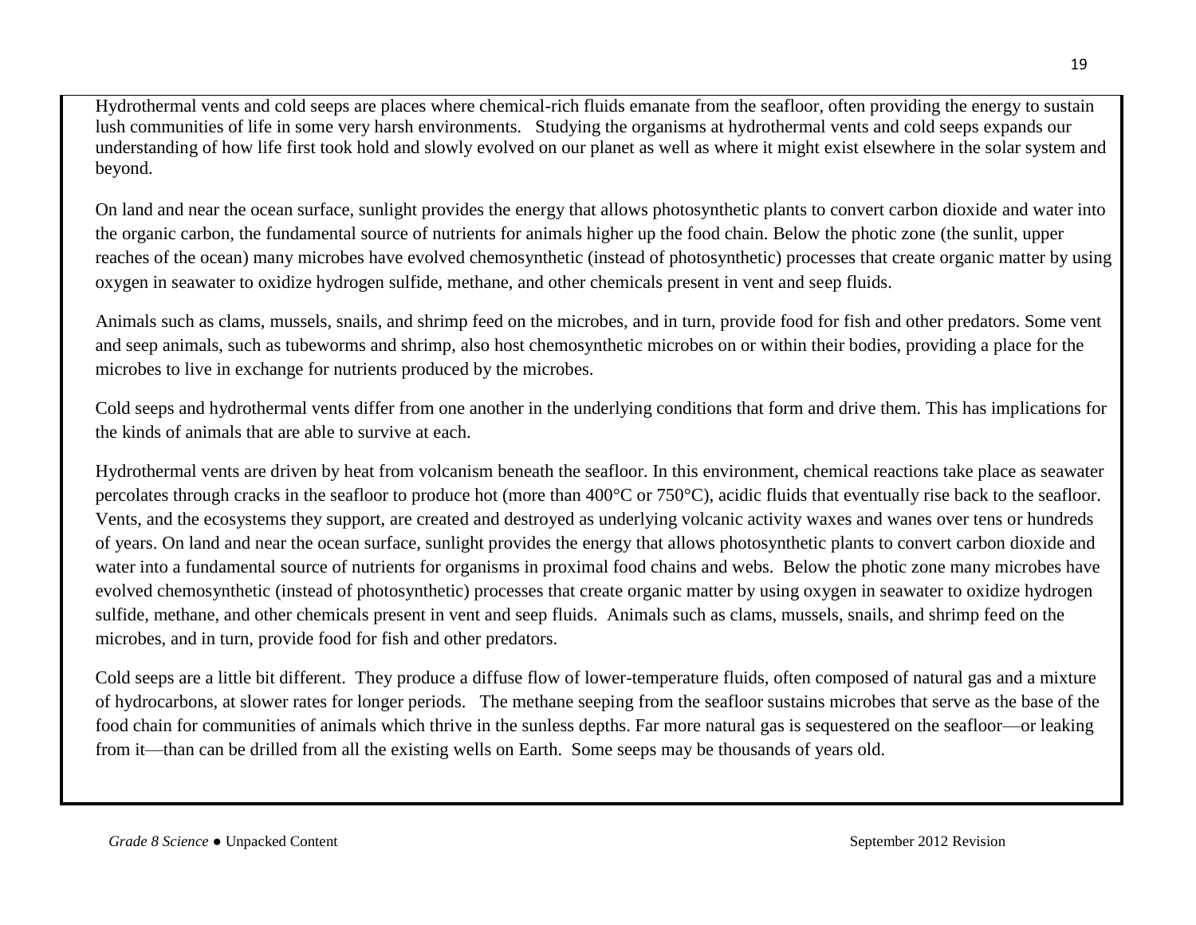Hydrothermal vents and cold seeps are places where chemical-rich fluids emanate from the seafloor, often providing the energy to sustain lush communities of life in some very harsh environments. Studying the organisms at hydrothermal vents and cold seeps expands our understanding of how life first took hold and slowly evolved on our planet as well as where it might exist elsewhere in the solar system and beyond.

On land and near the ocean surface, sunlight provides the energy that allows photosynthetic plants to convert carbon dioxide and water into the organic carbon, the fundamental source of nutrients for animals higher up the food chain. Below the photic zone (the sunlit, upper reaches of the ocean) many microbes have evolved chemosynthetic (instead of photosynthetic) processes that create organic matter by using oxygen in seawater to oxidize hydrogen sulfide, methane, and other chemicals present in vent and seep fluids.

Animals such as clams, mussels, snails, and shrimp feed on the microbes, and in turn, provide food for fish and other predators. Some vent and seep animals, such as tubeworms and shrimp, also host chemosynthetic microbes on or within their bodies, providing a place for the microbes to live in exchange for nutrients produced by the microbes.

Cold seeps and hydrothermal vents differ from one another in the underlying conditions that form and drive them. This has implications for the kinds of animals that are able to survive at each.

Hydrothermal vents are driven by heat from volcanism beneath the seafloor. In this environment, chemical reactions take place as seawater percolates through cracks in the seafloor to produce hot (more than 400°C or 750°C), acidic fluids that eventually rise back to the seafloor. Vents, and the ecosystems they support, are created and destroyed as underlying volcanic activity waxes and wanes over tens or hundreds of years. On land and near the ocean surface, sunlight provides the energy that allows photosynthetic plants to convert carbon dioxide and water into a fundamental source of nutrients for organisms in proximal food chains and webs. Below the photic zone many microbes have evolved chemosynthetic (instead of photosynthetic) processes that create organic matter by using oxygen in seawater to oxidize hydrogen sulfide, methane, and other chemicals present in vent and seep fluids. Animals such as clams, mussels, snails, and shrimp feed on the microbes, and in turn, provide food for fish and other predators.

Cold seeps are a little bit different. They produce a diffuse flow of lower-temperature fluids, often composed of natural gas and a mixture of hydrocarbons, at slower rates for longer periods. The methane seeping from the seafloor sustains microbes that serve as the base of the food chain for communities of animals which thrive in the sunless depths. Far more natural gas is sequestered on the seafloor—or leaking from it—than can be drilled from all the existing wells on Earth. Some seeps may be thousands of years old.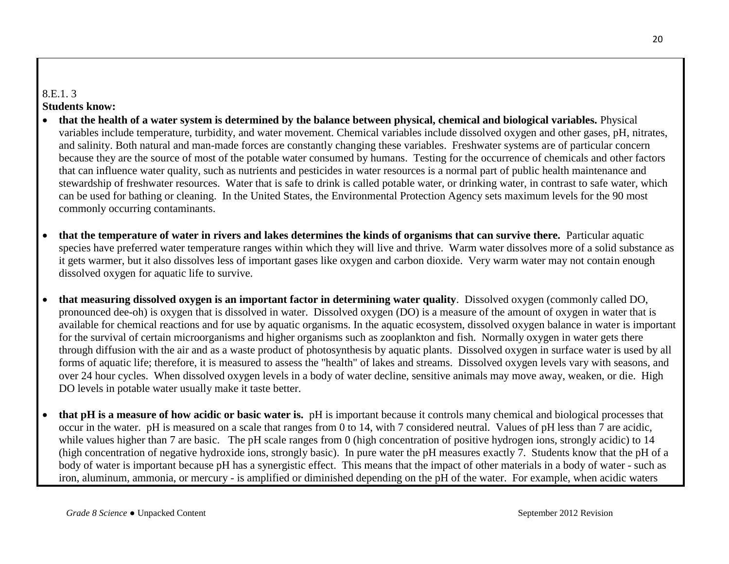8.E.1. 3

**Students know:**

- **that the health of a water system is determined by the balance between physical, chemical and biological variables.** Physical variables include temperature, turbidity, and water movement. Chemical variables include dissolved oxygen and other gases, pH, nitrates, and salinity. Both natural and man-made forces are constantly changing these variables. Freshwater systems are of particular concern because they are the source of most of the potable water consumed by humans. Testing for the occurrence of chemicals and other factors that can influence water quality, such as nutrients and pesticides in water resources is a normal part of public health maintenance and stewardship of freshwater resources. Water that is safe to drink is called potable water, or drinking water, in contrast to safe water, which can be used for bathing or cleaning. In the United States, the Environmental Protection Agency sets maximum levels for the 90 most commonly occurring contaminants.

- **that the temperature of water in rivers and lakes determines the kinds of organisms that can survive there.** Particular aquatic species have preferred water temperature ranges within which they will live and thrive. Warm water dissolves more of a solid substance as it gets warmer, but it also dissolves less of important gases like oxygen and carbon dioxide. Very warm water may not contain enough dissolved oxygen for aquatic life to survive.

- **that measuring dissolved oxygen is an important factor in determining water quality**. Dissolved oxygen (commonly called DO, pronounced dee-oh) is oxygen that is dissolved in water. Dissolved oxygen (DO) is a measure of the amount of oxygen in water that is available for chemical reactions and for use by aquatic organisms. In the aquatic ecosystem, dissolved oxygen balance in water is important for the survival of certain microorganisms and higher organisms such as zooplankton and fish. Normally oxygen in water gets there through diffusion with the air and as a waste product of photosynthesis by aquatic plants. Dissolved oxygen in surface water is used by all forms of aquatic life; therefore, it is measured to assess the "health" of lakes and streams. Dissolved oxygen levels vary with seasons, and over 24 hour cycles. When dissolved oxygen levels in a body of water decline, sensitive animals may move away, weaken, or die. High DO levels in potable water usually make it taste better.

- **that pH is a measure of how acidic or basic water is.** pH is important because it controls many chemical and biological processes that occur in the water. pH is measured on a scale that ranges from 0 to 14, with 7 considered neutral. Values of pH less than 7 are acidic, while values higher than 7 are basic. The pH scale ranges from 0 (high concentration of positive hydrogen ions, strongly acidic) to 14 (high concentration of negative hydroxide ions, strongly basic). In pure water the pH measures exactly 7. Students know that the pH of a body of water is important because pH has a synergistic effect. This means that the impact of other materials in a body of water - such as iron, aluminum, ammonia, or mercury - is amplified or diminished depending on the pH of the water. For example, when acidic waters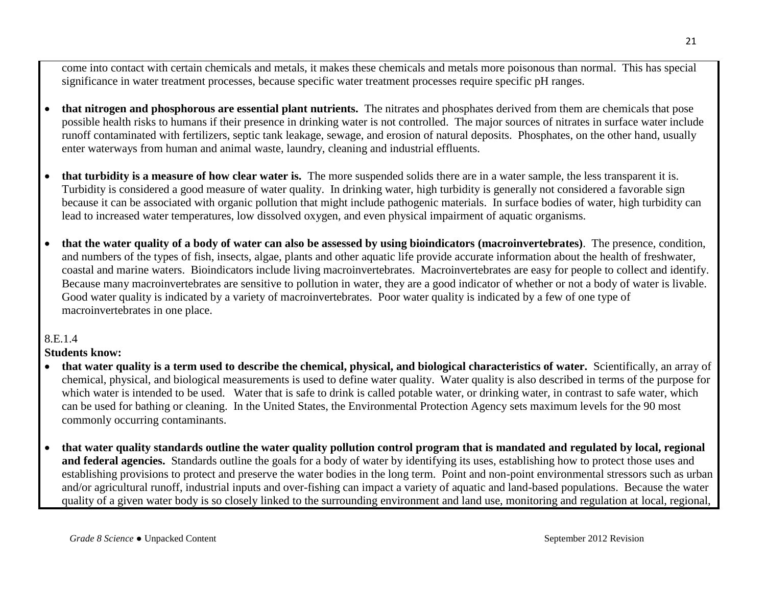come into contact with certain chemicals and metals, it makes these chemicals and metals more poisonous than normal. This has special significance in water treatment processes, because specific water treatment processes require specific pH ranges.

- **that nitrogen and phosphorous are essential plant nutrients.** The nitrates and phosphates derived from them are chemicals that pose possible health risks to humans if their presence in drinking water is not controlled. The major sources of nitrates in surface water include runoff contaminated with fertilizers, septic tank leakage, sewage, and erosion of natural deposits. Phosphates, on the other hand, usually enter waterways from human and animal waste, laundry, cleaning and industrial effluents.

- **that turbidity is a measure of how clear water is.** The more suspended solids there are in a water sample, the less transparent it is. Turbidity is considered a good measure of water quality. In drinking water, high turbidity is generally not considered a favorable sign because it can be associated with organic pollution that might include pathogenic materials. In surface bodies of water, high turbidity can lead to increased water temperatures, low dissolved oxygen, and even physical impairment of aquatic organisms.

- **that the water quality of a body of water can also be assessed by using bioindicators (macroinvertebrates)**. The presence, condition, and numbers of the types of fish, insects, algae, plants and other aquatic life provide accurate information about the health of freshwater, coastal and marine waters. Bioindicators include living macroinvertebrates. Macroinvertebrates are easy for people to collect and identify. Because many macroinvertebrates are sensitive to pollution in water, they are a good indicator of whether or not a body of water is livable. Good water quality is indicated by a variety of macroinvertebrates. Poor water quality is indicated by a few of one type of macroinvertebrates in one place.

8.E.1.4

**Students know:**

- **that water quality is a term used to describe the chemical, physical, and biological characteristics of water.** Scientifically, an array of chemical, physical, and biological measurements is used to define water quality. Water quality is also described in terms of the purpose for which water is intended to be used. Water that is safe to drink is called potable water, or drinking water, in contrast to safe water, which can be used for bathing or cleaning. In the United States, the Environmental Protection Agency sets maximum levels for the 90 most commonly occurring contaminants.

- **that water quality standards outline the water quality pollution control program that is mandated and regulated by local, regional and federal agencies.** Standards outline the goals for a body of water by identifying its uses, establishing how to protect those uses and establishing provisions to protect and preserve the water bodies in the long term. Point and non-point environmental stressors such as urban and/or agricultural runoff, industrial inputs and over-fishing can impact a variety of aquatic and land-based populations. Because the water quality of a given water body is so closely linked to the surrounding environment and land use, monitoring and regulation at local, regional,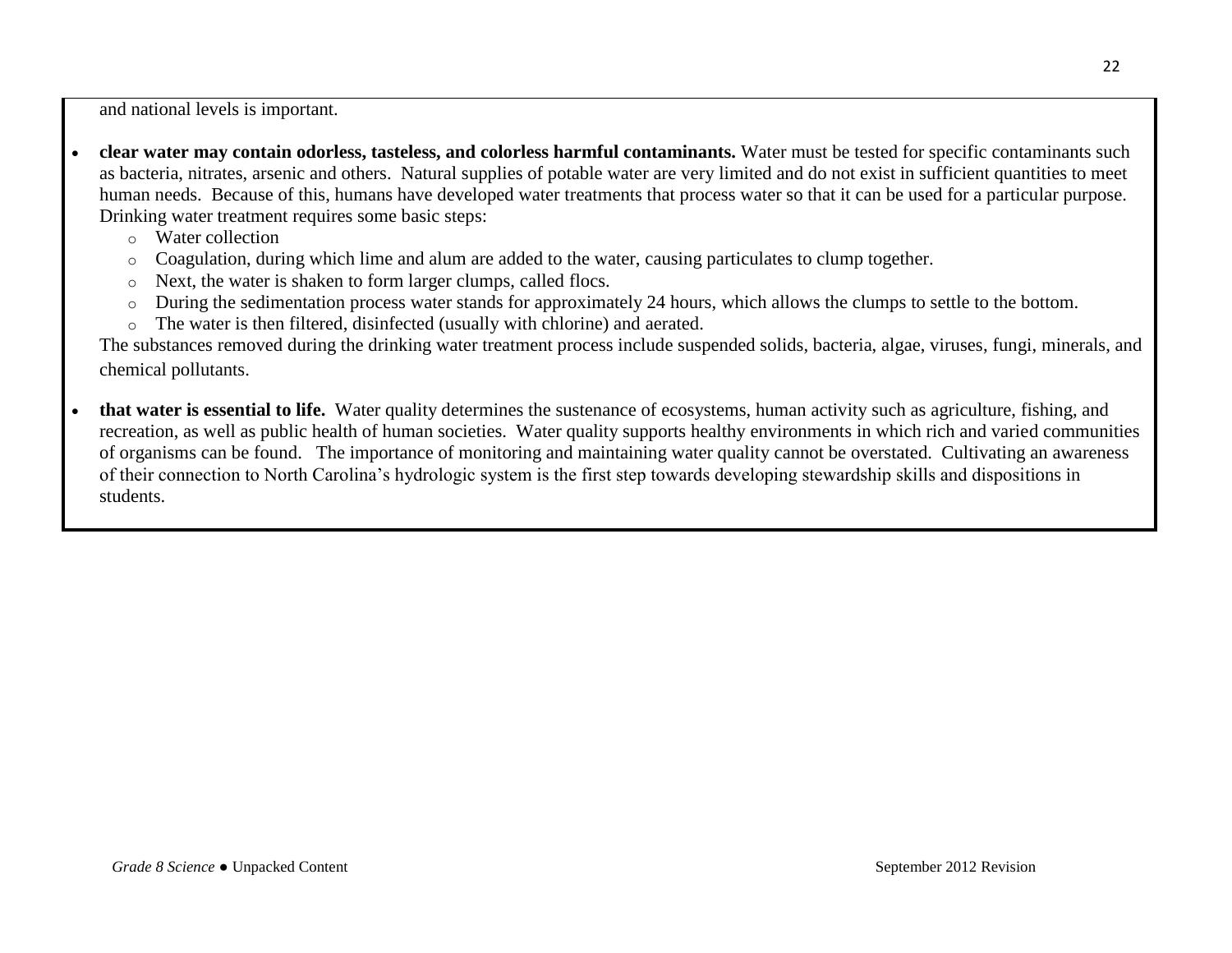and national levels is important.

- **clear water may contain odorless, tasteless, and colorless harmful contaminants.** Water must be tested for specific contaminants such as bacteria, nitrates, arsenic and others. Natural supplies of potable water are very limited and do not exist in sufficient quantities to meet human needs. Because of this, humans have developed water treatments that process water so that it can be used for a particular purpose. Drinking water treatment requires some basic steps:
  - Water collection
  - Coagulation, during which lime and alum are added to the water, causing particulates to clump together.
  - Next, the water is shaken to form larger clumps, called flocs.
  - During the sedimentation process water stands for approximately 24 hours, which allows the clumps to settle to the bottom.
  - The water is then filtered, disinfected (usually with chlorine) and aerated.

  The substances removed during the drinking water treatment process include suspended solids, bacteria, algae, viruses, fungi, minerals, and chemical pollutants.

- **that water is essential to life.** Water quality determines the sustenance of ecosystems, human activity such as agriculture, fishing, and recreation, as well as public health of human societies. Water quality supports healthy environments in which rich and varied communities of organisms can be found. The importance of monitoring and maintaining water quality cannot be overstated. Cultivating an awareness of their connection to North Carolina's hydrologic system is the first step towards developing stewardship skills and dispositions in students.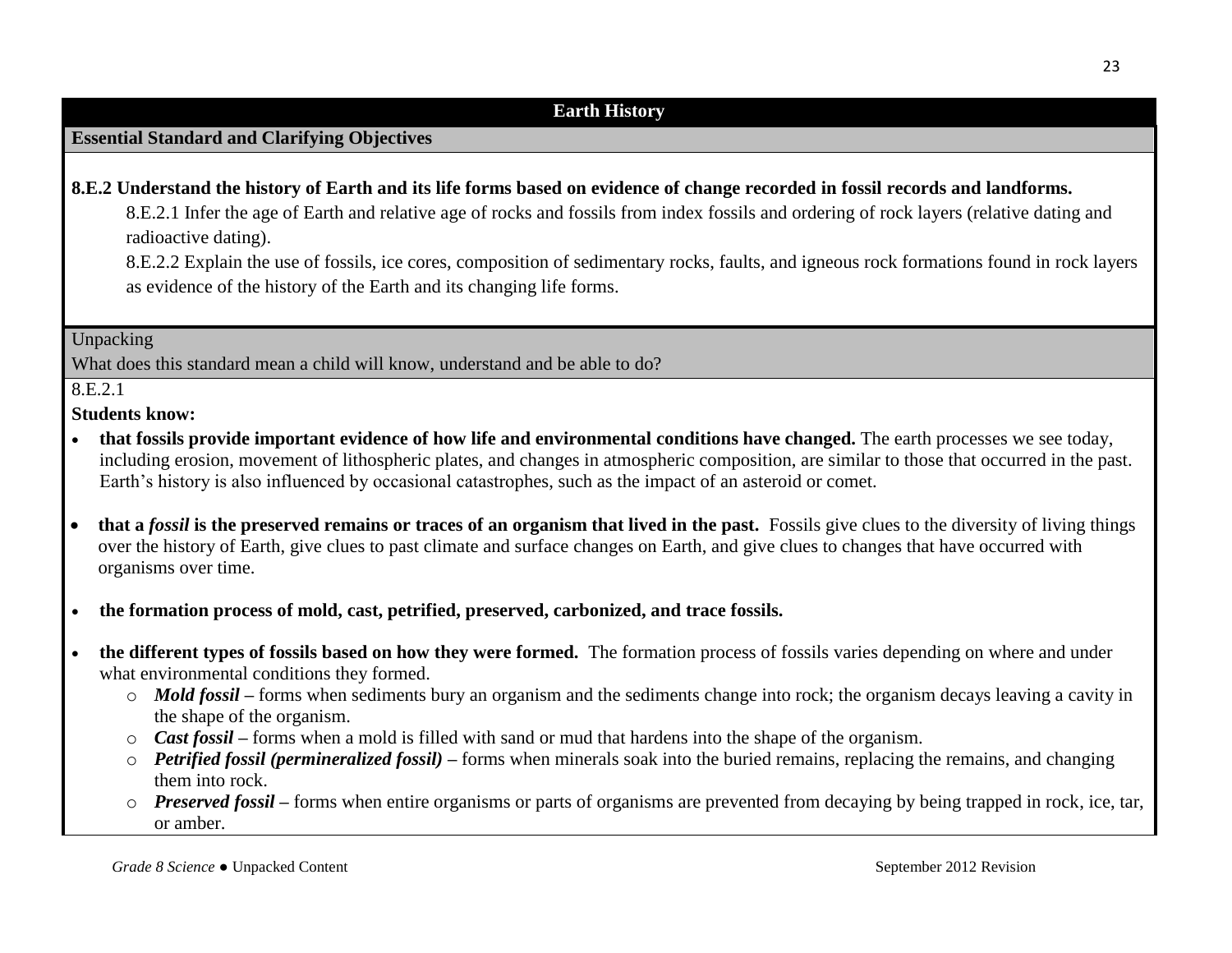## Earth History

### Essential Standard and Clarifying Objectives

**8.E.2 Understand the history of Earth and its life forms based on evidence of change recorded in fossil records and landforms.**

8.E.2.1 Infer the age of Earth and relative age of rocks and fossils from index fossils and ordering of rock layers (relative dating and radioactive dating).

8.E.2.2 Explain the use of fossils, ice cores, composition of sedimentary rocks, faults, and igneous rock formations found in rock layers as evidence of the history of the Earth and its changing life forms.

### Unpacking

What does this standard mean a child will know, understand and be able to do?

8.E.2.1

**Students know:**

- **that fossils provide important evidence of how life and environmental conditions have changed.** The earth processes we see today, including erosion, movement of lithospheric plates, and changes in atmospheric composition, are similar to those that occurred in the past. Earth's history is also influenced by occasional catastrophes, such as the impact of an asteroid or comet.
- **that a *fossil* is the preserved remains or traces of an organism that lived in the past.** Fossils give clues to the diversity of living things over the history of Earth, give clues to past climate and surface changes on Earth, and give clues to changes that have occurred with organisms over time.
- **the formation process of mold, cast, petrified, preserved, carbonized, and trace fossils.**
- **the different types of fossils based on how they were formed.** The formation process of fossils varies depending on where and under what environmental conditions they formed.
  - ***Mold fossil*** – forms when sediments bury an organism and the sediments change into rock; the organism decays leaving a cavity in the shape of the organism.
  - ***Cast fossil*** – forms when a mold is filled with sand or mud that hardens into the shape of the organism.
  - ***Petrified fossil (permineralized fossil)*** – forms when minerals soak into the buried remains, replacing the remains, and changing them into rock.
  - ***Preserved fossil*** – forms when entire organisms or parts of organisms are prevented from decaying by being trapped in rock, ice, tar, or amber.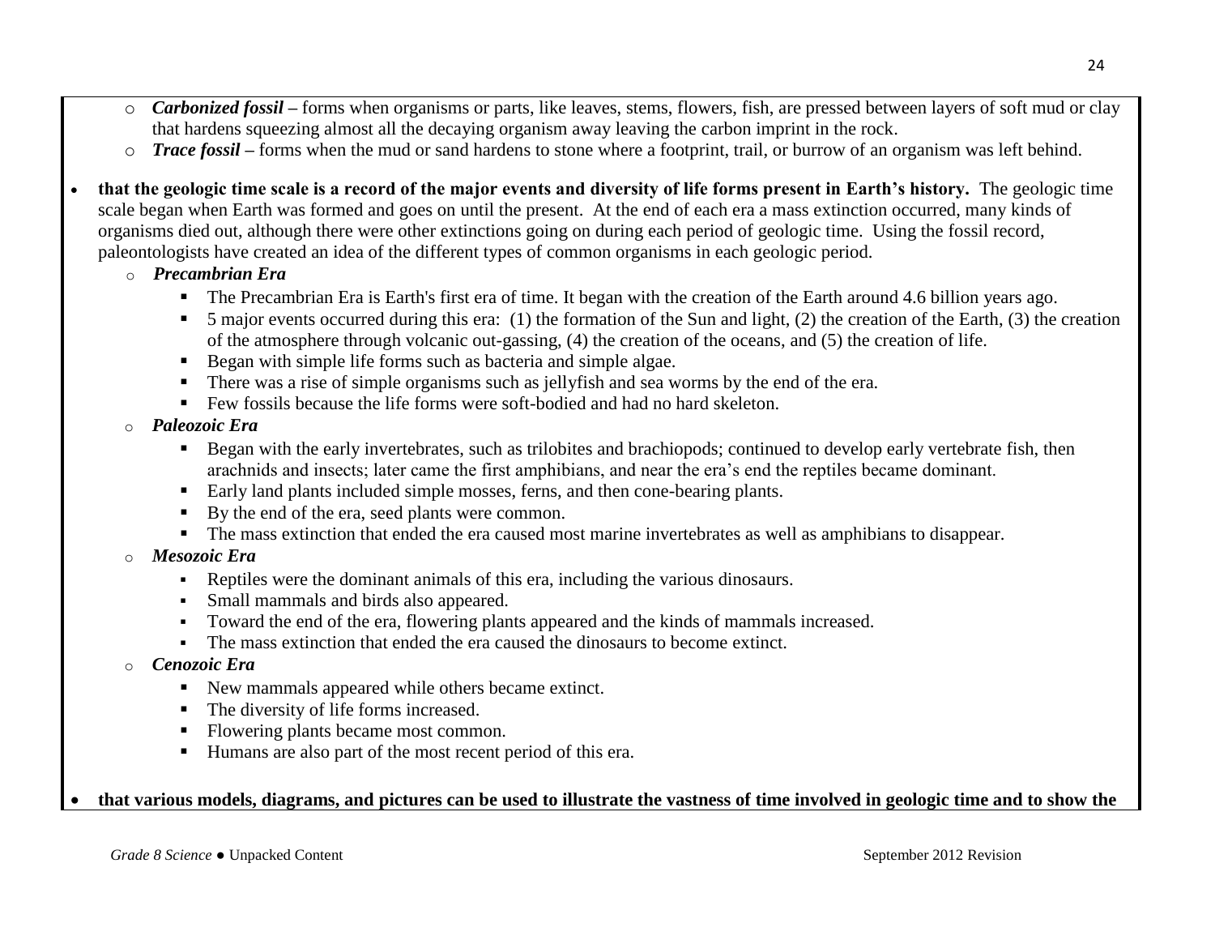- *Carbonized fossil* – forms when organisms or parts, like leaves, stems, flowers, fish, are pressed between layers of soft mud or clay that hardens squeezing almost all the decaying organism away leaving the carbon imprint in the rock.
  - *Trace fossil* – forms when the mud or sand hardens to stone where a footprint, trail, or burrow of an organism was left behind.

- **that the geologic time scale is a record of the major events and diversity of life forms present in Earth's history.** The geologic time scale began when Earth was formed and goes on until the present. At the end of each era a mass extinction occurred, many kinds of organisms died out, although there were other extinctions going on during each period of geologic time. Using the fossil record, paleontologists have created an idea of the different types of common organisms in each geologic period.
  - ***Precambrian Era***
    - The Precambrian Era is Earth's first era of time. It began with the creation of the Earth around 4.6 billion years ago.
    - 5 major events occurred during this era: (1) the formation of the Sun and light, (2) the creation of the Earth, (3) the creation of the atmosphere through volcanic out-gassing, (4) the creation of the oceans, and (5) the creation of life.
    - Began with simple life forms such as bacteria and simple algae.
    - There was a rise of simple organisms such as jellyfish and sea worms by the end of the era.
    - Few fossils because the life forms were soft-bodied and had no hard skeleton.
  - ***Paleozoic Era***
    - Began with the early invertebrates, such as trilobites and brachiopods; continued to develop early vertebrate fish, then arachnids and insects; later came the first amphibians, and near the era's end the reptiles became dominant.
    - Early land plants included simple mosses, ferns, and then cone-bearing plants.
    - By the end of the era, seed plants were common.
    - The mass extinction that ended the era caused most marine invertebrates as well as amphibians to disappear.
  - ***Mesozoic Era***
    - Reptiles were the dominant animals of this era, including the various dinosaurs.
    - Small mammals and birds also appeared.
    - Toward the end of the era, flowering plants appeared and the kinds of mammals increased.
    - The mass extinction that ended the era caused the dinosaurs to become extinct.
  - ***Cenozoic Era***
    - New mammals appeared while others became extinct.
    - The diversity of life forms increased.
    - Flowering plants became most common.
    - Humans are also part of the most recent period of this era.

- **that various models, diagrams, and pictures can be used to illustrate the vastness of time involved in geologic time and to show the**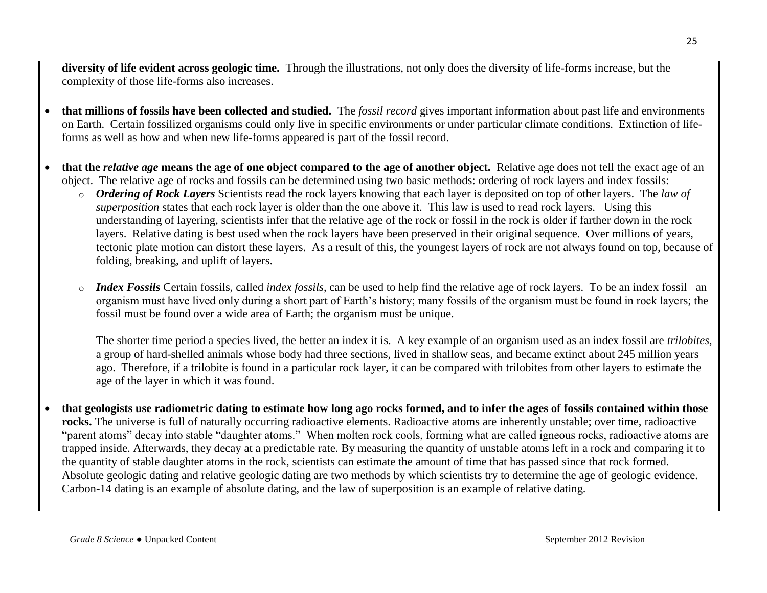**diversity of life evident across geologic time.** Through the illustrations, not only does the diversity of life-forms increase, but the complexity of those life-forms also increases.

- **that millions of fossils have been collected and studied.** The *fossil record* gives important information about past life and environments on Earth. Certain fossilized organisms could only live in specific environments or under particular climate conditions. Extinction of life-forms as well as how and when new life-forms appeared is part of the fossil record.

- **that the *relative age* means the age of one object compared to the age of another object.** Relative age does not tell the exact age of an object. The relative age of rocks and fossils can be determined using two basic methods: ordering of rock layers and index fossils:
  - ***Ordering of Rock Layers*** Scientists read the rock layers knowing that each layer is deposited on top of other layers. The *law of superposition* states that each rock layer is older than the one above it. This law is used to read rock layers. Using this understanding of layering, scientists infer that the relative age of the rock or fossil in the rock is older if farther down in the rock layers. Relative dating is best used when the rock layers have been preserved in their original sequence. Over millions of years, tectonic plate motion can distort these layers. As a result of this, the youngest layers of rock are not always found on top, because of folding, breaking, and uplift of layers.

  - ***Index Fossils*** Certain fossils, called *index fossils*, can be used to help find the relative age of rock layers. To be an index fossil –an organism must have lived only during a short part of Earth's history; many fossils of the organism must be found in rock layers; the fossil must be found over a wide area of Earth; the organism must be unique.

    The shorter time period a species lived, the better an index it is. A key example of an organism used as an index fossil are *trilobites*, a group of hard-shelled animals whose body had three sections, lived in shallow seas, and became extinct about 245 million years ago. Therefore, if a trilobite is found in a particular rock layer, it can be compared with trilobites from other layers to estimate the age of the layer in which it was found.

- **that geologists use radiometric dating to estimate how long ago rocks formed, and to infer the ages of fossils contained within those rocks.** The universe is full of naturally occurring radioactive elements. Radioactive atoms are inherently unstable; over time, radioactive "parent atoms" decay into stable "daughter atoms." When molten rock cools, forming what are called igneous rocks, radioactive atoms are trapped inside. Afterwards, they decay at a predictable rate. By measuring the quantity of unstable atoms left in a rock and comparing it to the quantity of stable daughter atoms in the rock, scientists can estimate the amount of time that has passed since that rock formed. Absolute geologic dating and relative geologic dating are two methods by which scientists try to determine the age of geologic evidence. Carbon-14 dating is an example of absolute dating, and the law of superposition is an example of relative dating.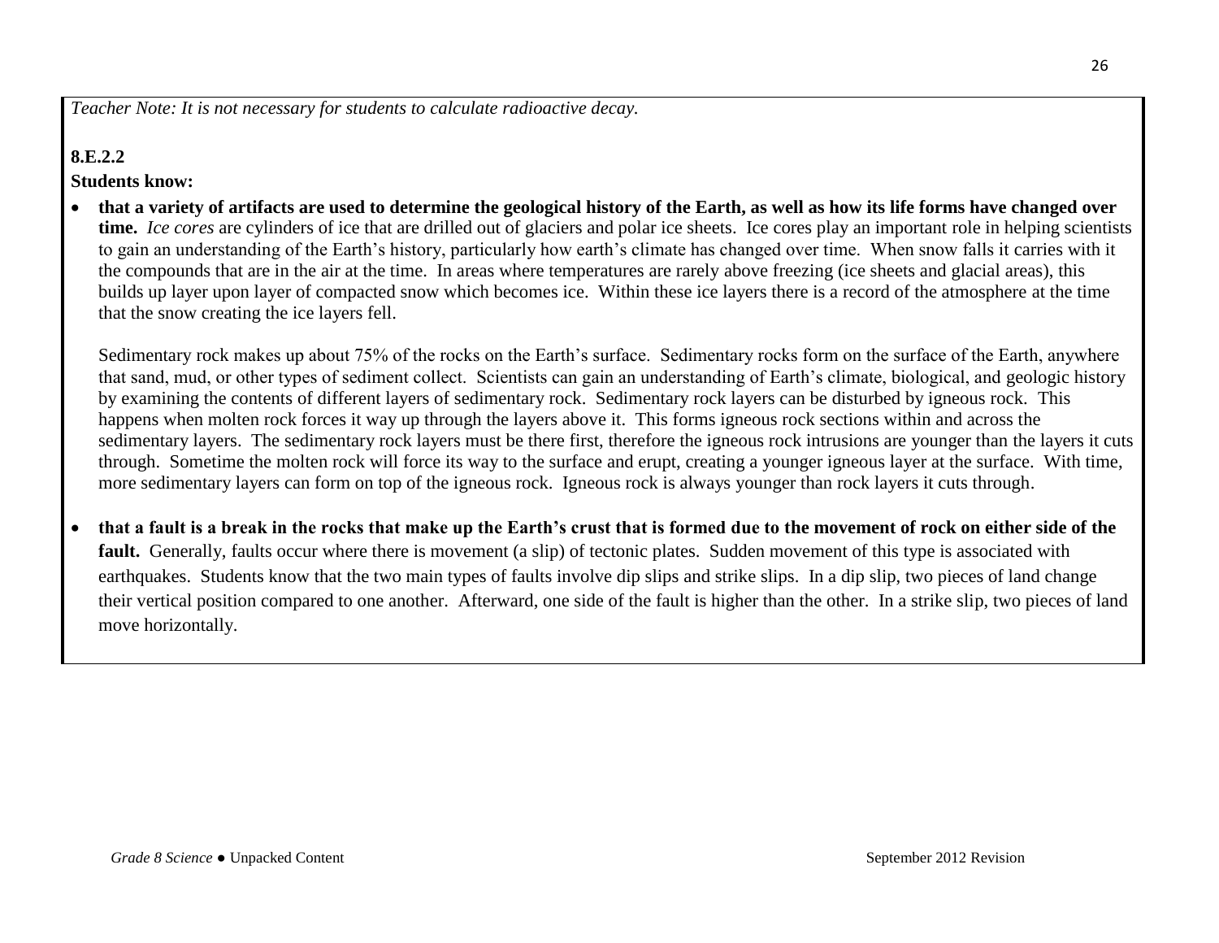*Teacher Note: It is not necessary for students to calculate radioactive decay.*

**8.E.2.2**

**Students know:**

- **that a variety of artifacts are used to determine the geological history of the Earth, as well as how its life forms have changed over time.** *Ice cores* are cylinders of ice that are drilled out of glaciers and polar ice sheets. Ice cores play an important role in helping scientists to gain an understanding of the Earth's history, particularly how earth's climate has changed over time. When snow falls it carries with it the compounds that are in the air at the time. In areas where temperatures are rarely above freezing (ice sheets and glacial areas), this builds up layer upon layer of compacted snow which becomes ice. Within these ice layers there is a record of the atmosphere at the time that the snow creating the ice layers fell.

  Sedimentary rock makes up about 75% of the rocks on the Earth's surface. Sedimentary rocks form on the surface of the Earth, anywhere that sand, mud, or other types of sediment collect. Scientists can gain an understanding of Earth's climate, biological, and geologic history by examining the contents of different layers of sedimentary rock. Sedimentary rock layers can be disturbed by igneous rock. This happens when molten rock forces it way up through the layers above it. This forms igneous rock sections within and across the sedimentary layers. The sedimentary rock layers must be there first, therefore the igneous rock intrusions are younger than the layers it cuts through. Sometime the molten rock will force its way to the surface and erupt, creating a younger igneous layer at the surface. With time, more sedimentary layers can form on top of the igneous rock. Igneous rock is always younger than rock layers it cuts through.

- **that a fault is a break in the rocks that make up the Earth's crust that is formed due to the movement of rock on either side of the fault.** Generally, faults occur where there is movement (a slip) of tectonic plates. Sudden movement of this type is associated with earthquakes. Students know that the two main types of faults involve dip slips and strike slips. In a dip slip, two pieces of land change their vertical position compared to one another. Afterward, one side of the fault is higher than the other. In a strike slip, two pieces of land move horizontally.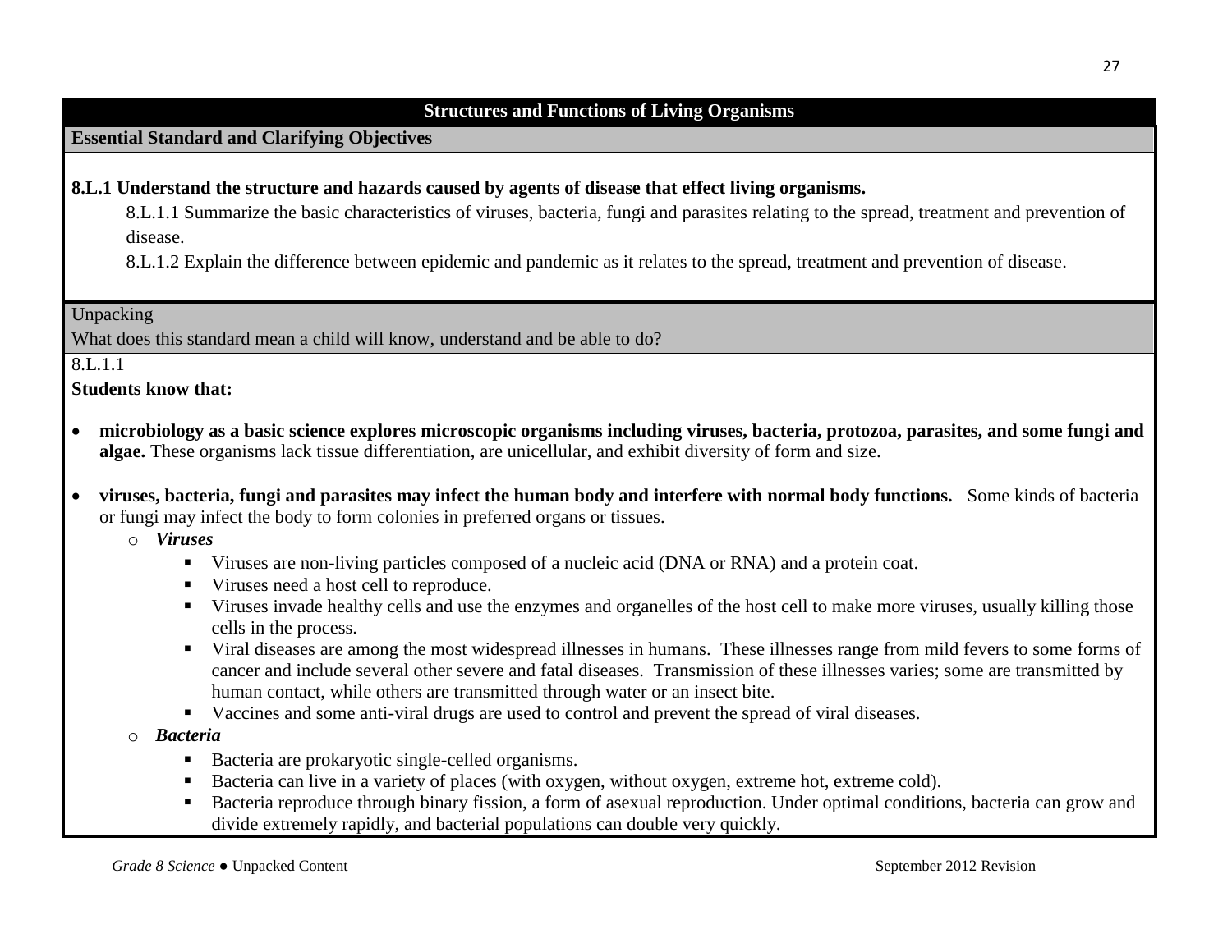## Structures and Functions of Living Organisms

**Essential Standard and Clarifying Objectives**

**8.L.1 Understand the structure and hazards caused by agents of disease that effect living organisms.**

8.L.1.1 Summarize the basic characteristics of viruses, bacteria, fungi and parasites relating to the spread, treatment and prevention of disease.

8.L.1.2 Explain the difference between epidemic and pandemic as it relates to the spread, treatment and prevention of disease.

Unpacking

What does this standard mean a child will know, understand and be able to do?

8.L.1.1

**Students know that:**

- **microbiology as a basic science explores microscopic organisms including viruses, bacteria, protozoa, parasites, and some fungi and algae.** These organisms lack tissue differentiation, are unicellular, and exhibit diversity of form and size.

- **viruses, bacteria, fungi and parasites may infect the human body and interfere with normal body functions.** Some kinds of bacteria or fungi may infect the body to form colonies in preferred organs or tissues.
  - ***Viruses***
    - Viruses are non-living particles composed of a nucleic acid (DNA or RNA) and a protein coat.
    - Viruses need a host cell to reproduce.
    - Viruses invade healthy cells and use the enzymes and organelles of the host cell to make more viruses, usually killing those cells in the process.
    - Viral diseases are among the most widespread illnesses in humans. These illnesses range from mild fevers to some forms of cancer and include several other severe and fatal diseases. Transmission of these illnesses varies; some are transmitted by human contact, while others are transmitted through water or an insect bite.
    - Vaccines and some anti-viral drugs are used to control and prevent the spread of viral diseases.
  - ***Bacteria***
    - Bacteria are prokaryotic single-celled organisms.
    - Bacteria can live in a variety of places (with oxygen, without oxygen, extreme hot, extreme cold).
    - Bacteria reproduce through binary fission, a form of asexual reproduction. Under optimal conditions, bacteria can grow and divide extremely rapidly, and bacterial populations can double very quickly.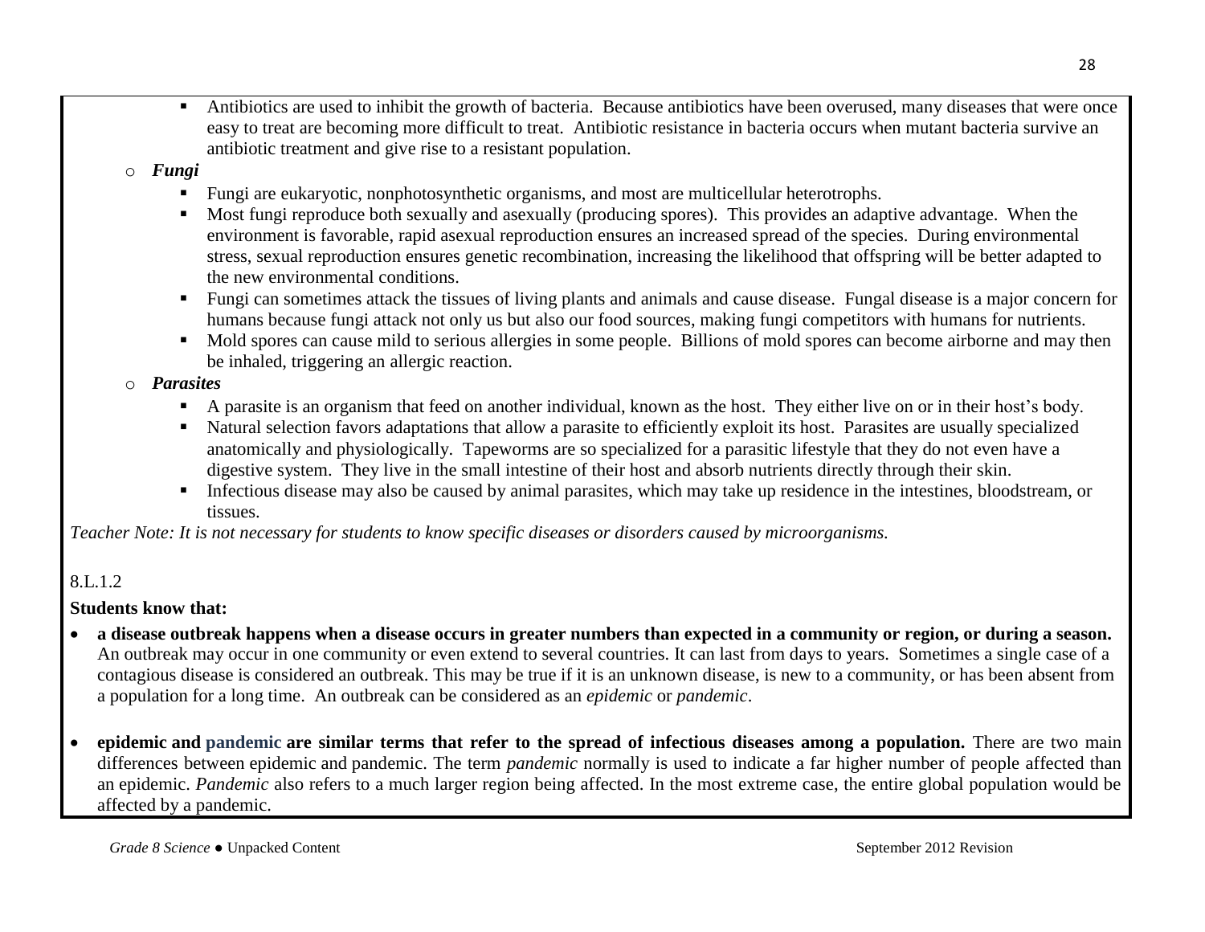- Antibiotics are used to inhibit the growth of bacteria. Because antibiotics have been overused, many diseases that were once easy to treat are becoming more difficult to treat. Antibiotic resistance in bacteria occurs when mutant bacteria survive an antibiotic treatment and give rise to a resistant population.
- ***Fungi***
  - Fungi are eukaryotic, nonphotosynthetic organisms, and most are multicellular heterotrophs.
  - Most fungi reproduce both sexually and asexually (producing spores). This provides an adaptive advantage. When the environment is favorable, rapid asexual reproduction ensures an increased spread of the species. During environmental stress, sexual reproduction ensures genetic recombination, increasing the likelihood that offspring will be better adapted to the new environmental conditions.
  - Fungi can sometimes attack the tissues of living plants and animals and cause disease. Fungal disease is a major concern for humans because fungi attack not only us but also our food sources, making fungi competitors with humans for nutrients.
  - Mold spores can cause mild to serious allergies in some people. Billions of mold spores can become airborne and may then be inhaled, triggering an allergic reaction.
- ***Parasites***
  - A parasite is an organism that feed on another individual, known as the host. They either live on or in their host's body.
  - Natural selection favors adaptations that allow a parasite to efficiently exploit its host. Parasites are usually specialized anatomically and physiologically. Tapeworms are so specialized for a parasitic lifestyle that they do not even have a digestive system. They live in the small intestine of their host and absorb nutrients directly through their skin.
  - Infectious disease may also be caused by animal parasites, which may take up residence in the intestines, bloodstream, or tissues.

*Teacher Note: It is not necessary for students to know specific diseases or disorders caused by microorganisms.*

8.L.1.2

**Students know that:**

- **a disease outbreak happens when a disease occurs in greater numbers than expected in a community or region, or during a season.** An outbreak may occur in one community or even extend to several countries. It can last from days to years. Sometimes a single case of a contagious disease is considered an outbreak. This may be true if it is an unknown disease, is new to a community, or has been absent from a population for a long time. An outbreak can be considered as an *epidemic* or *pandemic*.

- **epidemic and pandemic are similar terms that refer to the spread of infectious diseases among a population.** There are two main differences between epidemic and pandemic. The term *pandemic* normally is used to indicate a far higher number of people affected than an epidemic. *Pandemic* also refers to a much larger region being affected. In the most extreme case, the entire global population would be affected by a pandemic.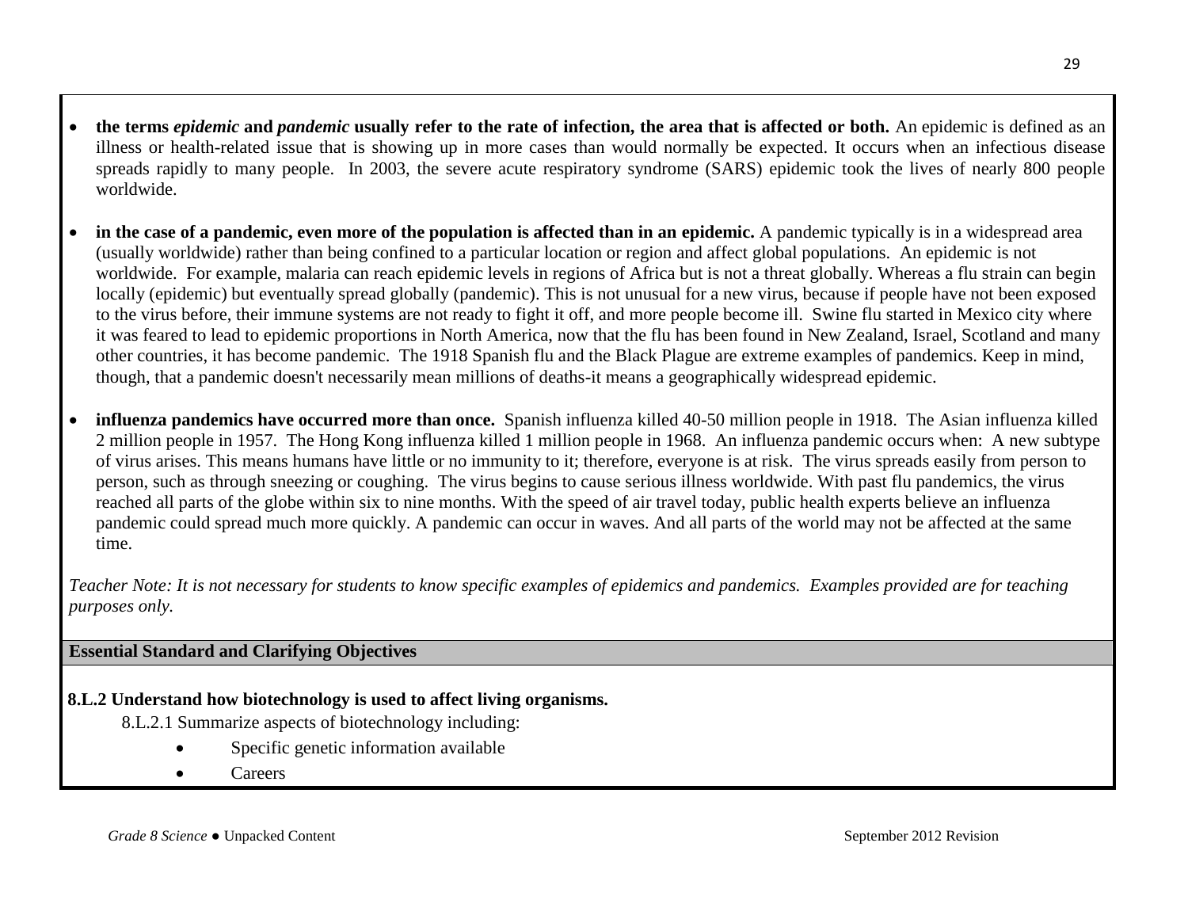- **the terms *epidemic* and *pandemic* usually refer to the rate of infection, the area that is affected or both.** An epidemic is defined as an illness or health-related issue that is showing up in more cases than would normally be expected. It occurs when an infectious disease spreads rapidly to many people. In 2003, the severe acute respiratory syndrome (SARS) epidemic took the lives of nearly 800 people worldwide.

- **in the case of a pandemic, even more of the population is affected than in an epidemic.** A pandemic typically is in a widespread area (usually worldwide) rather than being confined to a particular location or region and affect global populations. An epidemic is not worldwide. For example, malaria can reach epidemic levels in regions of Africa but is not a threat globally. Whereas a flu strain can begin locally (epidemic) but eventually spread globally (pandemic). This is not unusual for a new virus, because if people have not been exposed to the virus before, their immune systems are not ready to fight it off, and more people become ill. Swine flu started in Mexico city where it was feared to lead to epidemic proportions in North America, now that the flu has been found in New Zealand, Israel, Scotland and many other countries, it has become pandemic. The 1918 Spanish flu and the Black Plague are extreme examples of pandemics. Keep in mind, though, that a pandemic doesn't necessarily mean millions of deaths-it means a geographically widespread epidemic.

- **influenza pandemics have occurred more than once.** Spanish influenza killed 40-50 million people in 1918. The Asian influenza killed 2 million people in 1957. The Hong Kong influenza killed 1 million people in 1968. An influenza pandemic occurs when: A new subtype of virus arises. This means humans have little or no immunity to it; therefore, everyone is at risk. The virus spreads easily from person to person, such as through sneezing or coughing. The virus begins to cause serious illness worldwide. With past flu pandemics, the virus reached all parts of the globe within six to nine months. With the speed of air travel today, public health experts believe an influenza pandemic could spread much more quickly. A pandemic can occur in waves. And all parts of the world may not be affected at the same time.

*Teacher Note: It is not necessary for students to know specific examples of epidemics and pandemics. Examples provided are for teaching purposes only.*

**Essential Standard and Clarifying Objectives**

**8.L.2 Understand how biotechnology is used to affect living organisms.**

8.L.2.1 Summarize aspects of biotechnology including:

- Specific genetic information available
- Careers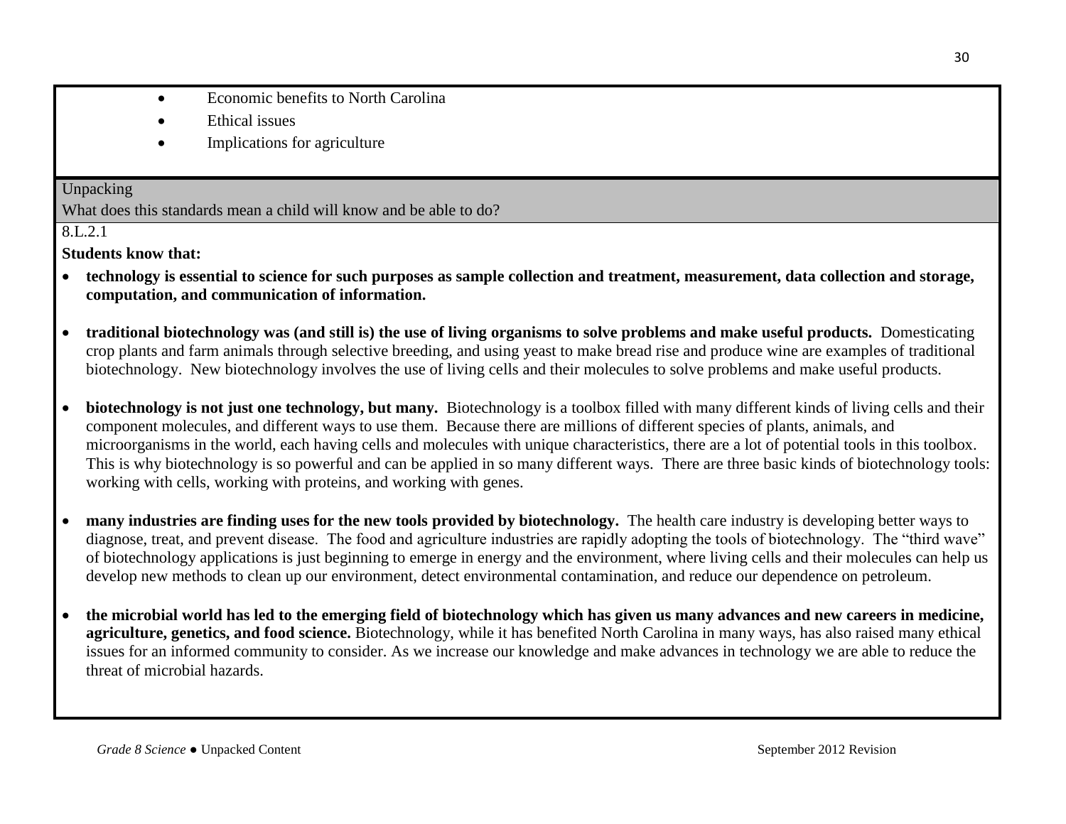- Economic benefits to North Carolina
- Ethical issues
- Implications for agriculture

Unpacking

What does this standards mean a child will know and be able to do?

8.L.2.1

**Students know that:**

- **technology is essential to science for such purposes as sample collection and treatment, measurement, data collection and storage, computation, and communication of information.**

- **traditional biotechnology was (and still is) the use of living organisms to solve problems and make useful products.** Domesticating crop plants and farm animals through selective breeding, and using yeast to make bread rise and produce wine are examples of traditional biotechnology. New biotechnology involves the use of living cells and their molecules to solve problems and make useful products.

- **biotechnology is not just one technology, but many.** Biotechnology is a toolbox filled with many different kinds of living cells and their component molecules, and different ways to use them. Because there are millions of different species of plants, animals, and microorganisms in the world, each having cells and molecules with unique characteristics, there are a lot of potential tools in this toolbox. This is why biotechnology is so powerful and can be applied in so many different ways. There are three basic kinds of biotechnology tools: working with cells, working with proteins, and working with genes.

- **many industries are finding uses for the new tools provided by biotechnology.** The health care industry is developing better ways to diagnose, treat, and prevent disease. The food and agriculture industries are rapidly adopting the tools of biotechnology. The "third wave" of biotechnology applications is just beginning to emerge in energy and the environment, where living cells and their molecules can help us develop new methods to clean up our environment, detect environmental contamination, and reduce our dependence on petroleum.

- **the microbial world has led to the emerging field of biotechnology which has given us many advances and new careers in medicine, agriculture, genetics, and food science.** Biotechnology, while it has benefited North Carolina in many ways, has also raised many ethical issues for an informed community to consider. As we increase our knowledge and make advances in technology we are able to reduce the threat of microbial hazards.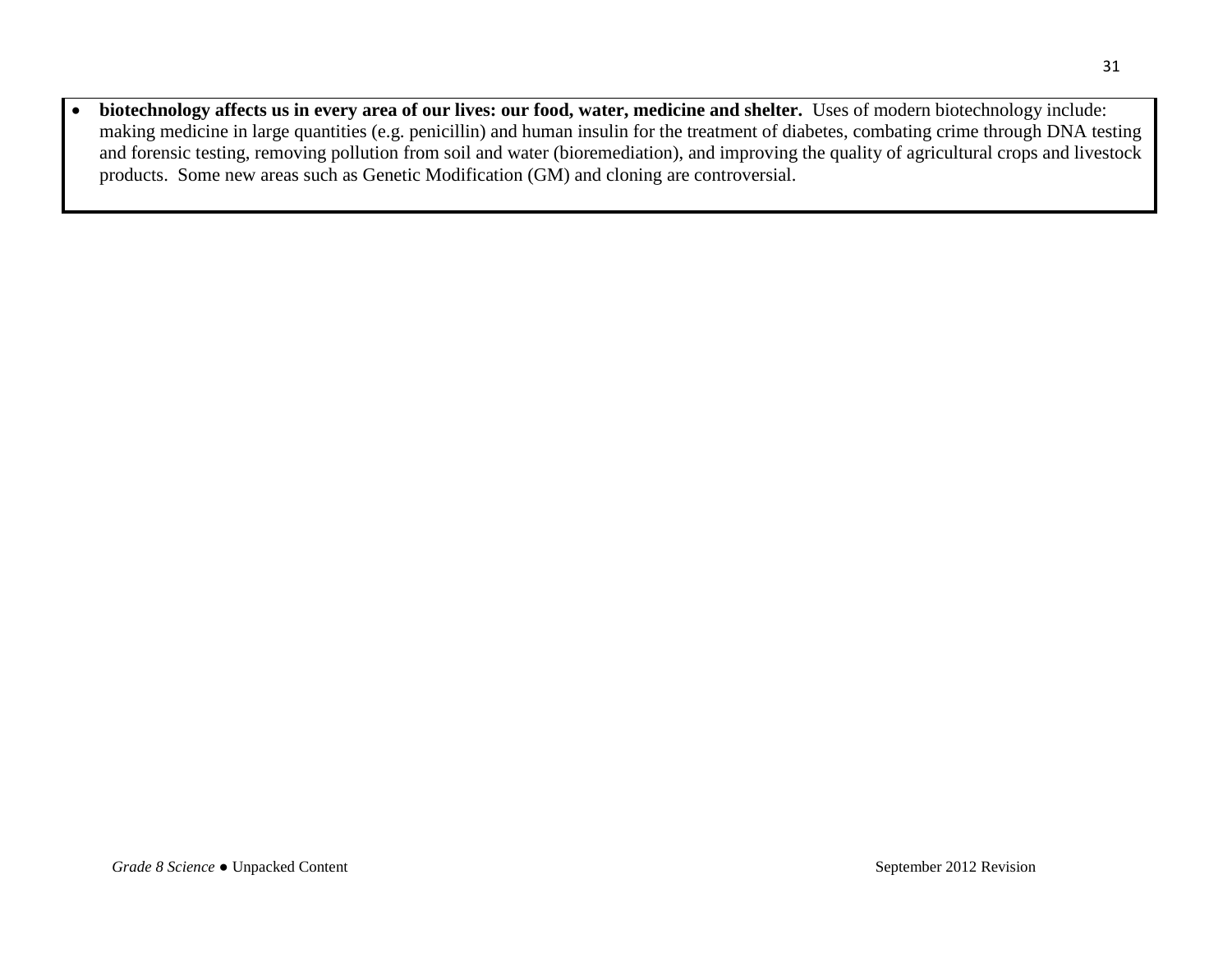- **biotechnology affects us in every area of our lives: our food, water, medicine and shelter.** Uses of modern biotechnology include: making medicine in large quantities (e.g. penicillin) and human insulin for the treatment of diabetes, combating crime through DNA testing and forensic testing, removing pollution from soil and water (bioremediation), and improving the quality of agricultural crops and livestock products. Some new areas such as Genetic Modification (GM) and cloning are controversial.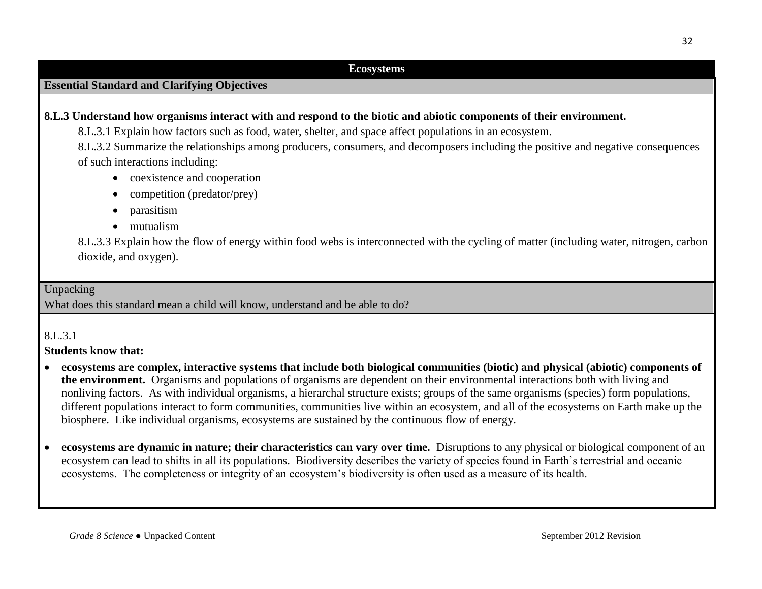## Ecosystems

**Essential Standard and Clarifying Objectives**

**8.L.3 Understand how organisms interact with and respond to the biotic and abiotic components of their environment.**

8.L.3.1 Explain how factors such as food, water, shelter, and space affect populations in an ecosystem.

8.L.3.2 Summarize the relationships among producers, consumers, and decomposers including the positive and negative consequences of such interactions including:

- coexistence and cooperation
- competition (predator/prey)
- parasitism
- mutualism

8.L.3.3 Explain how the flow of energy within food webs is interconnected with the cycling of matter (including water, nitrogen, carbon dioxide, and oxygen).

Unpacking

What does this standard mean a child will know, understand and be able to do?

8.L.3.1

**Students know that:**

- **ecosystems are complex, interactive systems that include both biological communities (biotic) and physical (abiotic) components of the environment.** Organisms and populations of organisms are dependent on their environmental interactions both with living and nonliving factors. As with individual organisms, a hierarchal structure exists; groups of the same organisms (species) form populations, different populations interact to form communities, communities live within an ecosystem, and all of the ecosystems on Earth make up the biosphere. Like individual organisms, ecosystems are sustained by the continuous flow of energy.

- **ecosystems are dynamic in nature; their characteristics can vary over time.** Disruptions to any physical or biological component of an ecosystem can lead to shifts in all its populations. Biodiversity describes the variety of species found in Earth's terrestrial and oceanic ecosystems. The completeness or integrity of an ecosystem's biodiversity is often used as a measure of its health.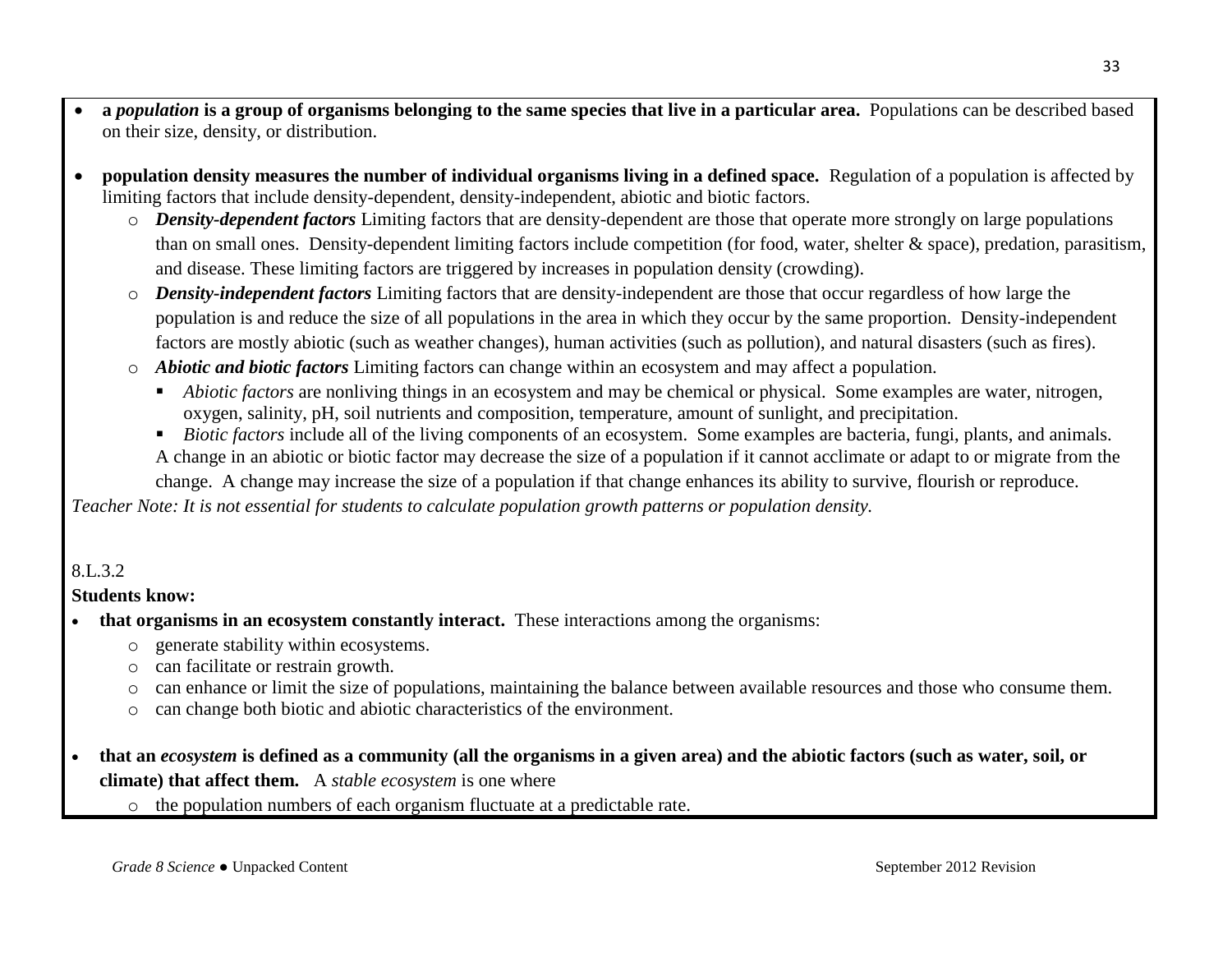- **a *population* is a group of organisms belonging to the same species that live in a particular area.** Populations can be described based on their size, density, or distribution.

- **population density measures the number of individual organisms living in a defined space.** Regulation of a population is affected by limiting factors that include density-dependent, density-independent, abiotic and biotic factors.
  - ***Density-dependent factors*** Limiting factors that are density-dependent are those that operate more strongly on large populations than on small ones. Density-dependent limiting factors include competition (for food, water, shelter & space), predation, parasitism, and disease. These limiting factors are triggered by increases in population density (crowding).
  - ***Density-independent factors*** Limiting factors that are density-independent are those that occur regardless of how large the population is and reduce the size of all populations in the area in which they occur by the same proportion. Density-independent factors are mostly abiotic (such as weather changes), human activities (such as pollution), and natural disasters (such as fires).
  - ***Abiotic and biotic factors*** Limiting factors can change within an ecosystem and may affect a population.
    - *Abiotic factors* are nonliving things in an ecosystem and may be chemical or physical. Some examples are water, nitrogen, oxygen, salinity, pH, soil nutrients and composition, temperature, amount of sunlight, and precipitation.
    - *Biotic factors* include all of the living components of an ecosystem. Some examples are bacteria, fungi, plants, and animals.

    A change in an abiotic or biotic factor may decrease the size of a population if it cannot acclimate or adapt to or migrate from the change. A change may increase the size of a population if that change enhances its ability to survive, flourish or reproduce.

*Teacher Note: It is not essential for students to calculate population growth patterns or population density.*

8.L.3.2

**Students know:**

- **that organisms in an ecosystem constantly interact.** These interactions among the organisms:
  - generate stability within ecosystems.
  - can facilitate or restrain growth.
  - can enhance or limit the size of populations, maintaining the balance between available resources and those who consume them.
  - can change both biotic and abiotic characteristics of the environment.

- **that an *ecosystem* is defined as a community (all the organisms in a given area) and the abiotic factors (such as water, soil, or climate) that affect them.** A *stable ecosystem* is one where
  - the population numbers of each organism fluctuate at a predictable rate.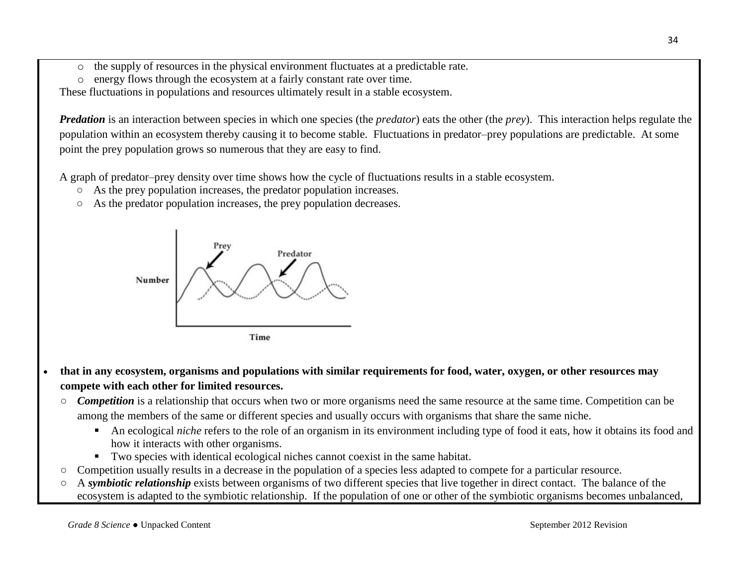- the supply of resources in the physical environment fluctuates at a predictable rate.
- energy flows through the ecosystem at a fairly constant rate over time.

These fluctuations in populations and resources ultimately result in a stable ecosystem.

***Predation*** is an interaction between species in which one species (the *predator*) eats the other (the *prey*). This interaction helps regulate the population within an ecosystem thereby causing it to become stable. Fluctuations in predator–prey populations are predictable. At some point the prey population grows so numerous that they are easy to find.

A graph of predator–prey density over time shows how the cycle of fluctuations results in a stable ecosystem.

- As the prey population increases, the predator population increases.
- As the predator population increases, the prey population decreases.

- **that in any ecosystem, organisms and populations with similar requirements for food, water, oxygen, or other resources may compete with each other for limited resources.**
  - ***Competition*** is a relationship that occurs when two or more organisms need the same resource at the same time. Competition can be among the members of the same or different species and usually occurs with organisms that share the same niche.
    - An ecological *niche* refers to the role of an organism in its environment including type of food it eats, how it obtains its food and how it interacts with other organisms.
    - Two species with identical ecological niches cannot coexist in the same habitat.
  - Competition usually results in a decrease in the population of a species less adapted to compete for a particular resource.
  - A ***symbiotic relationship*** exists between organisms of two different species that live together in direct contact. The balance of the ecosystem is adapted to the symbiotic relationship. If the population of one or other of the symbiotic organisms becomes unbalanced,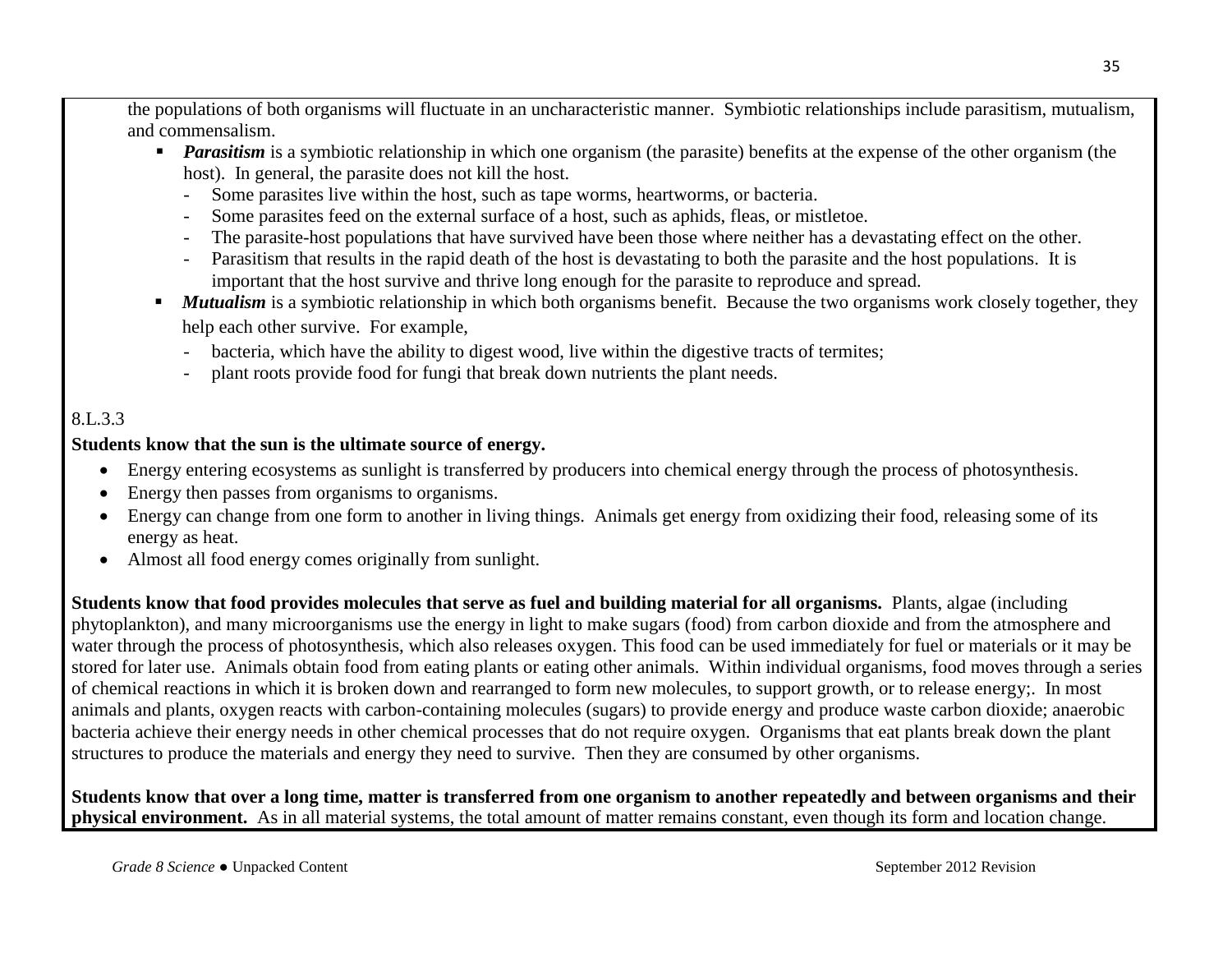the populations of both organisms will fluctuate in an uncharacteristic manner. Symbiotic relationships include parasitism, mutualism, and commensalism.

- ***Parasitism*** is a symbiotic relationship in which one organism (the parasite) benefits at the expense of the other organism (the host). In general, the parasite does not kill the host.
  - Some parasites live within the host, such as tape worms, heartworms, or bacteria.
  - Some parasites feed on the external surface of a host, such as aphids, fleas, or mistletoe.
  - The parasite-host populations that have survived have been those where neither has a devastating effect on the other.
  - Parasitism that results in the rapid death of the host is devastating to both the parasite and the host populations. It is important that the host survive and thrive long enough for the parasite to reproduce and spread.
- ***Mutualism*** is a symbiotic relationship in which both organisms benefit. Because the two organisms work closely together, they help each other survive. For example,
  - bacteria, which have the ability to digest wood, live within the digestive tracts of termites;
  - plant roots provide food for fungi that break down nutrients the plant needs.

8.L.3.3

**Students know that the sun is the ultimate source of energy.**

- Energy entering ecosystems as sunlight is transferred by producers into chemical energy through the process of photosynthesis.
- Energy then passes from organisms to organisms.
- Energy can change from one form to another in living things. Animals get energy from oxidizing their food, releasing some of its energy as heat.
- Almost all food energy comes originally from sunlight.

**Students know that food provides molecules that serve as fuel and building material for all organisms.** Plants, algae (including phytoplankton), and many microorganisms use the energy in light to make sugars (food) from carbon dioxide and from the atmosphere and water through the process of photosynthesis, which also releases oxygen. This food can be used immediately for fuel or materials or it may be stored for later use. Animals obtain food from eating plants or eating other animals. Within individual organisms, food moves through a series of chemical reactions in which it is broken down and rearranged to form new molecules, to support growth, or to release energy;. In most animals and plants, oxygen reacts with carbon-containing molecules (sugars) to provide energy and produce waste carbon dioxide; anaerobic bacteria achieve their energy needs in other chemical processes that do not require oxygen. Organisms that eat plants break down the plant structures to produce the materials and energy they need to survive. Then they are consumed by other organisms.

**Students know that over a long time, matter is transferred from one organism to another repeatedly and between organisms and their physical environment.** As in all material systems, the total amount of matter remains constant, even though its form and location change.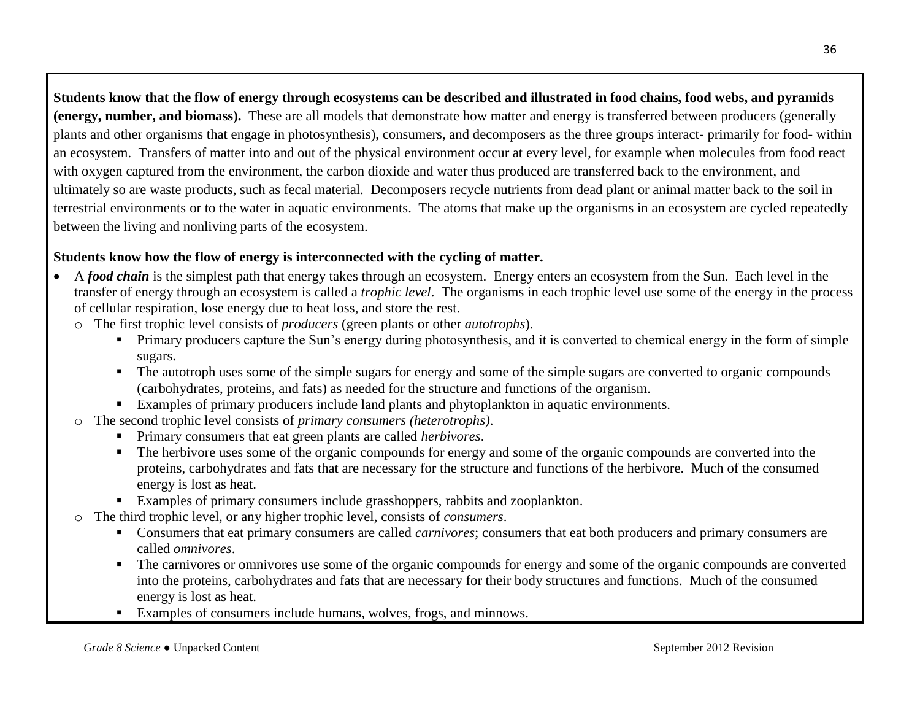**Students know that the flow of energy through ecosystems can be described and illustrated in food chains, food webs, and pyramids (energy, number, and biomass).** These are all models that demonstrate how matter and energy is transferred between producers (generally plants and other organisms that engage in photosynthesis), consumers, and decomposers as the three groups interact- primarily for food- within an ecosystem. Transfers of matter into and out of the physical environment occur at every level, for example when molecules from food react with oxygen captured from the environment, the carbon dioxide and water thus produced are transferred back to the environment, and ultimately so are waste products, such as fecal material. Decomposers recycle nutrients from dead plant or animal matter back to the soil in terrestrial environments or to the water in aquatic environments. The atoms that make up the organisms in an ecosystem are cycled repeatedly between the living and nonliving parts of the ecosystem.

**Students know how the flow of energy is interconnected with the cycling of matter.**

- A ***food chain*** is the simplest path that energy takes through an ecosystem. Energy enters an ecosystem from the Sun. Each level in the transfer of energy through an ecosystem is called a *trophic level*. The organisms in each trophic level use some of the energy in the process of cellular respiration, lose energy due to heat loss, and store the rest.
  - The first trophic level consists of *producers* (green plants or other *autotrophs*).
    - Primary producers capture the Sun's energy during photosynthesis, and it is converted to chemical energy in the form of simple sugars.
    - The autotroph uses some of the simple sugars for energy and some of the simple sugars are converted to organic compounds (carbohydrates, proteins, and fats) as needed for the structure and functions of the organism.
    - Examples of primary producers include land plants and phytoplankton in aquatic environments.
  - The second trophic level consists of *primary consumers (heterotrophs)*.
    - Primary consumers that eat green plants are called *herbivores*.
    - The herbivore uses some of the organic compounds for energy and some of the organic compounds are converted into the proteins, carbohydrates and fats that are necessary for the structure and functions of the herbivore. Much of the consumed energy is lost as heat.
    - Examples of primary consumers include grasshoppers, rabbits and zooplankton.
  - The third trophic level, or any higher trophic level, consists of *consumers*.
    - Consumers that eat primary consumers are called *carnivores*; consumers that eat both producers and primary consumers are called *omnivores*.
    - The carnivores or omnivores use some of the organic compounds for energy and some of the organic compounds are converted into the proteins, carbohydrates and fats that are necessary for their body structures and functions. Much of the consumed energy is lost as heat.
    - Examples of consumers include humans, wolves, frogs, and minnows.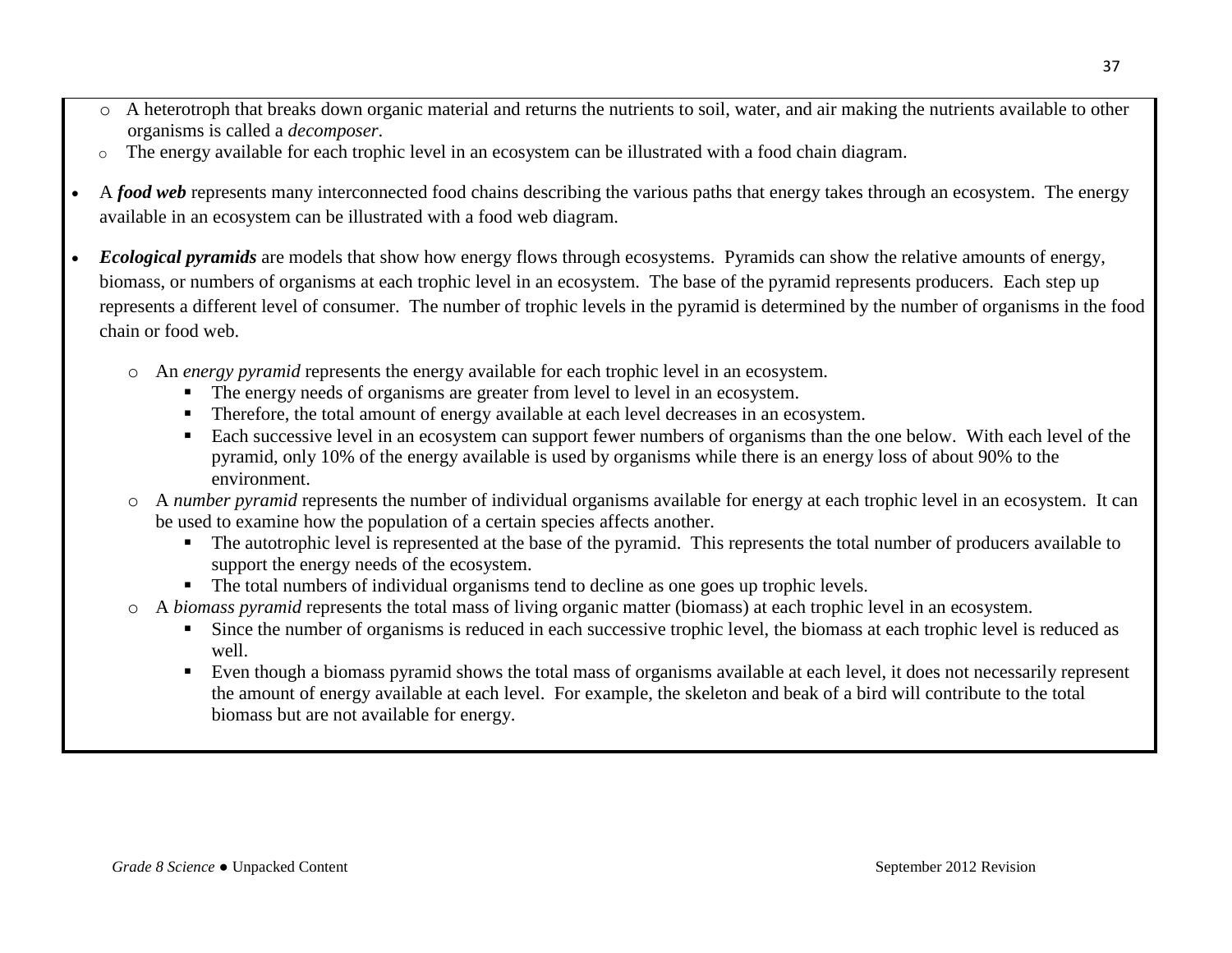- A heterotroph that breaks down organic material and returns the nutrients to soil, water, and air making the nutrients available to other organisms is called a *decomposer*.
- The energy available for each trophic level in an ecosystem can be illustrated with a food chain diagram.

- A ***food web*** represents many interconnected food chains describing the various paths that energy takes through an ecosystem. The energy available in an ecosystem can be illustrated with a food web diagram.

- ***Ecological pyramids*** are models that show how energy flows through ecosystems. Pyramids can show the relative amounts of energy, biomass, or numbers of organisms at each trophic level in an ecosystem. The base of the pyramid represents producers. Each step up represents a different level of consumer. The number of trophic levels in the pyramid is determined by the number of organisms in the food chain or food web.

  - An *energy pyramid* represents the energy available for each trophic level in an ecosystem.
    - The energy needs of organisms are greater from level to level in an ecosystem.
    - Therefore, the total amount of energy available at each level decreases in an ecosystem.
    - Each successive level in an ecosystem can support fewer numbers of organisms than the one below. With each level of the pyramid, only 10% of the energy available is used by organisms while there is an energy loss of about 90% to the environment.
  - A *number pyramid* represents the number of individual organisms available for energy at each trophic level in an ecosystem. It can be used to examine how the population of a certain species affects another.
    - The autotrophic level is represented at the base of the pyramid. This represents the total number of producers available to support the energy needs of the ecosystem.
    - The total numbers of individual organisms tend to decline as one goes up trophic levels.
  - A *biomass pyramid* represents the total mass of living organic matter (biomass) at each trophic level in an ecosystem.
    - Since the number of organisms is reduced in each successive trophic level, the biomass at each trophic level is reduced as well.
    - Even though a biomass pyramid shows the total mass of organisms available at each level, it does not necessarily represent the amount of energy available at each level. For example, the skeleton and beak of a bird will contribute to the total biomass but are not available for energy.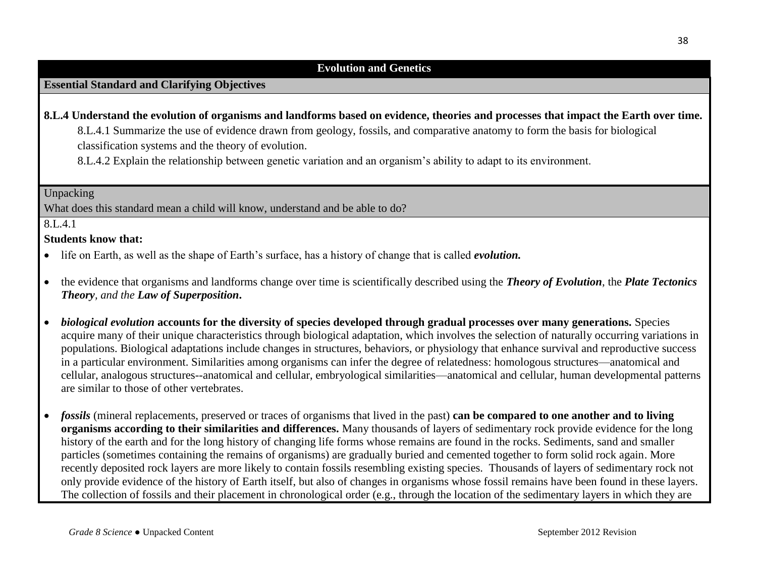## Evolution and Genetics

**Essential Standard and Clarifying Objectives**

**8.L.4 Understand the evolution of organisms and landforms based on evidence, theories and processes that impact the Earth over time.**

8.L.4.1 Summarize the use of evidence drawn from geology, fossils, and comparative anatomy to form the basis for biological classification systems and the theory of evolution.

8.L.4.2 Explain the relationship between genetic variation and an organism's ability to adapt to its environment.

Unpacking

What does this standard mean a child will know, understand and be able to do?

8.L.4.1

**Students know that:**

- life on Earth, as well as the shape of Earth's surface, has a history of change that is called ***evolution.***
- the evidence that organisms and landforms change over time is scientifically described using the ***Theory of Evolution***, the ***Plate Tectonics Theory****, and the* ***Law of Superposition*****.**
- ***biological evolution*** **accounts for the diversity of species developed through gradual processes over many generations.** Species acquire many of their unique characteristics through biological adaptation, which involves the selection of naturally occurring variations in populations. Biological adaptations include changes in structures, behaviors, or physiology that enhance survival and reproductive success in a particular environment. Similarities among organisms can infer the degree of relatedness: homologous structures—anatomical and cellular, analogous structures--anatomical and cellular, embryological similarities—anatomical and cellular, human developmental patterns are similar to those of other vertebrates.
- ***fossils*** (mineral replacements, preserved or traces of organisms that lived in the past) **can be compared to one another and to living organisms according to their similarities and differences.** Many thousands of layers of sedimentary rock provide evidence for the long history of the earth and for the long history of changing life forms whose remains are found in the rocks. Sediments, sand and smaller particles (sometimes containing the remains of organisms) are gradually buried and cemented together to form solid rock again. More recently deposited rock layers are more likely to contain fossils resembling existing species. Thousands of layers of sedimentary rock not only provide evidence of the history of Earth itself, but also of changes in organisms whose fossil remains have been found in these layers. The collection of fossils and their placement in chronological order (e.g., through the location of the sedimentary layers in which they are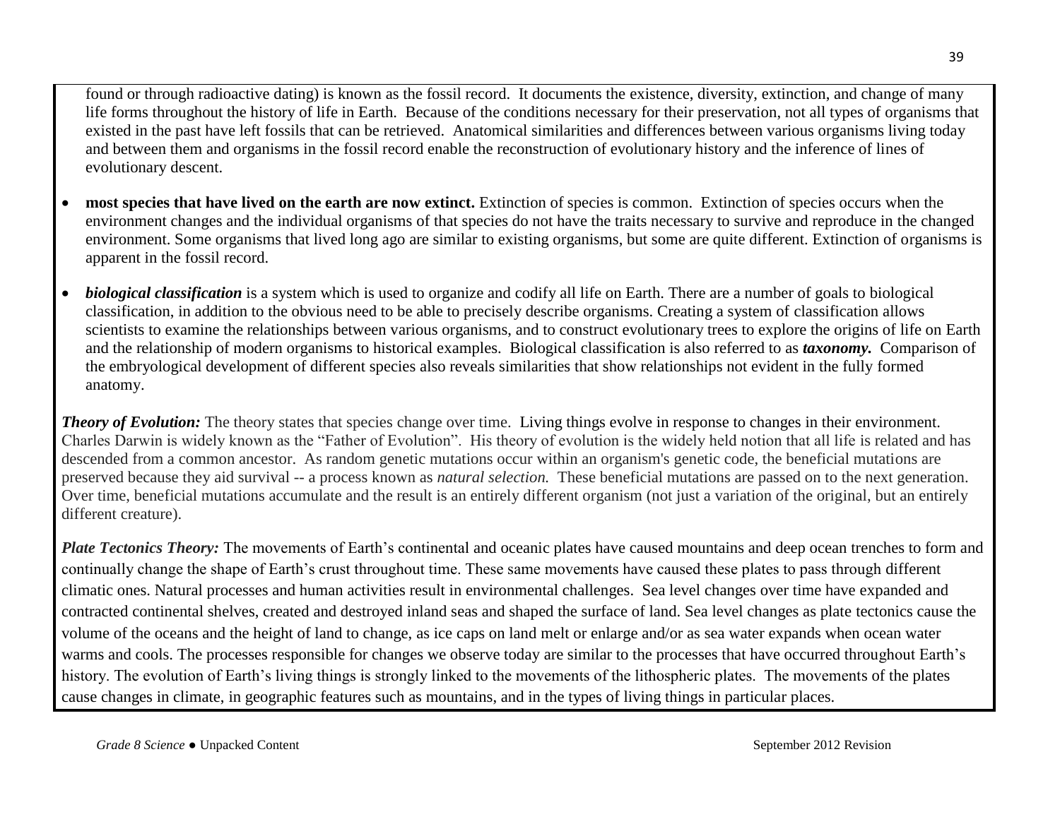found or through radioactive dating) is known as the fossil record. It documents the existence, diversity, extinction, and change of many life forms throughout the history of life in Earth. Because of the conditions necessary for their preservation, not all types of organisms that existed in the past have left fossils that can be retrieved. Anatomical similarities and differences between various organisms living today and between them and organisms in the fossil record enable the reconstruction of evolutionary history and the inference of lines of evolutionary descent.

- **most species that have lived on the earth are now extinct.** Extinction of species is common. Extinction of species occurs when the environment changes and the individual organisms of that species do not have the traits necessary to survive and reproduce in the changed environment. Some organisms that lived long ago are similar to existing organisms, but some are quite different. Extinction of organisms is apparent in the fossil record.
- ***biological classification*** is a system which is used to organize and codify all life on Earth. There are a number of goals to biological classification, in addition to the obvious need to be able to precisely describe organisms. Creating a system of classification allows scientists to examine the relationships between various organisms, and to construct evolutionary trees to explore the origins of life on Earth and the relationship of modern organisms to historical examples. Biological classification is also referred to as ***taxonomy.*** Comparison of the embryological development of different species also reveals similarities that show relationships not evident in the fully formed anatomy.

***Theory of Evolution:*** The theory states that species change over time. Living things evolve in response to changes in their environment. Charles Darwin is widely known as the "Father of Evolution". His theory of evolution is the widely held notion that all life is related and has descended from a common ancestor. As random genetic mutations occur within an organism's genetic code, the beneficial mutations are preserved because they aid survival -- a process known as *natural selection.* These beneficial mutations are passed on to the next generation. Over time, beneficial mutations accumulate and the result is an entirely different organism (not just a variation of the original, but an entirely different creature).

***Plate Tectonics Theory:*** The movements of Earth's continental and oceanic plates have caused mountains and deep ocean trenches to form and continually change the shape of Earth's crust throughout time. These same movements have caused these plates to pass through different climatic ones. Natural processes and human activities result in environmental challenges. Sea level changes over time have expanded and contracted continental shelves, created and destroyed inland seas and shaped the surface of land. Sea level changes as plate tectonics cause the volume of the oceans and the height of land to change, as ice caps on land melt or enlarge and/or as sea water expands when ocean water warms and cools. The processes responsible for changes we observe today are similar to the processes that have occurred throughout Earth's history. The evolution of Earth's living things is strongly linked to the movements of the lithospheric plates. The movements of the plates cause changes in climate, in geographic features such as mountains, and in the types of living things in particular places.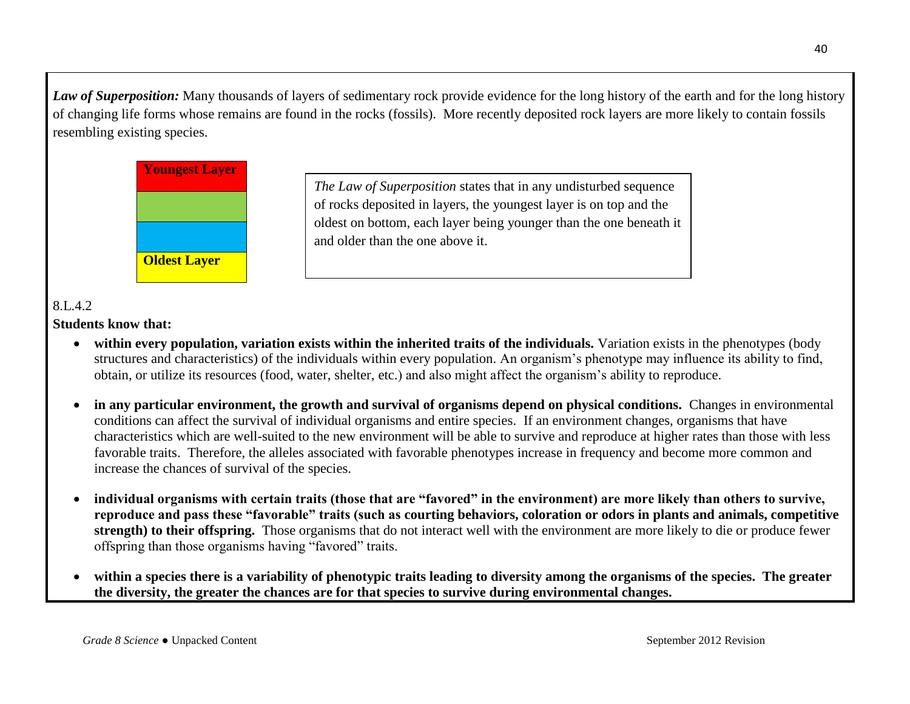***Law of Superposition:*** Many thousands of layers of sedimentary rock provide evidence for the long history of the earth and for the long history of changing life forms whose remains are found in the rocks (fossils). More recently deposited rock layers are more likely to contain fossils resembling existing species.

| **Youngest Layer** |
| --- |
| |
| |
| **Oldest Layer** |

*The Law of Superposition* states that in any undisturbed sequence of rocks deposited in layers, the youngest layer is on top and the oldest on bottom, each layer being younger than the one beneath it and older than the one above it.

8.L.4.2

**Students know that:**

- **within every population, variation exists within the inherited traits of the individuals.** Variation exists in the phenotypes (body structures and characteristics) of the individuals within every population. An organism's phenotype may influence its ability to find, obtain, or utilize its resources (food, water, shelter, etc.) and also might affect the organism's ability to reproduce.

- **in any particular environment, the growth and survival of organisms depend on physical conditions.** Changes in environmental conditions can affect the survival of individual organisms and entire species. If an environment changes, organisms that have characteristics which are well-suited to the new environment will be able to survive and reproduce at higher rates than those with less favorable traits. Therefore, the alleles associated with favorable phenotypes increase in frequency and become more common and increase the chances of survival of the species.

- **individual organisms with certain traits (those that are "favored" in the environment) are more likely than others to survive, reproduce and pass these "favorable" traits (such as courting behaviors, coloration or odors in plants and animals, competitive strength) to their offspring.** Those organisms that do not interact well with the environment are more likely to die or produce fewer offspring than those organisms having "favored" traits.

- **within a species there is a variability of phenotypic traits leading to diversity among the organisms of the species. The greater the diversity, the greater the chances are for that species to survive during environmental changes.**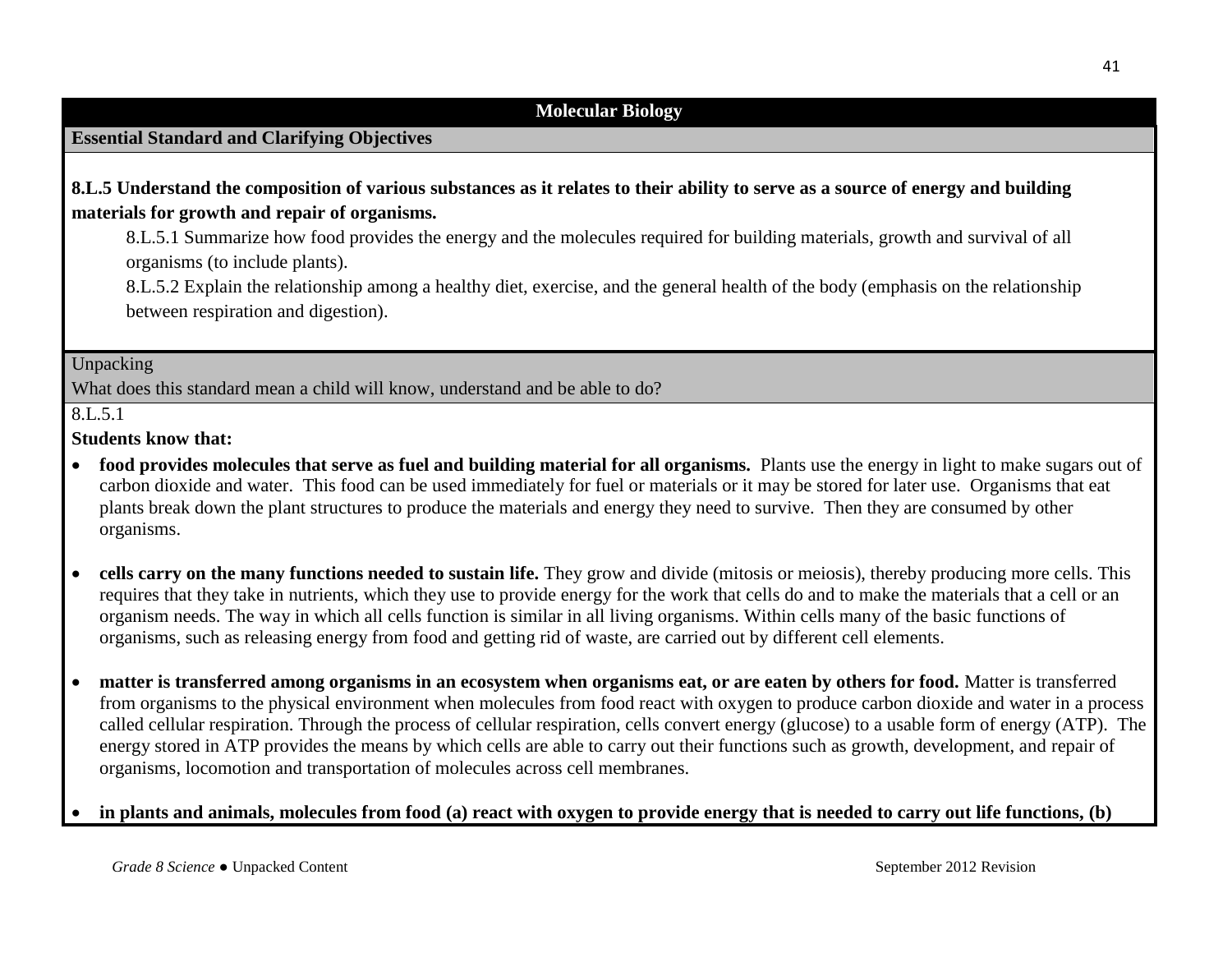## Molecular Biology

**Essential Standard and Clarifying Objectives**

**8.L.5 Understand the composition of various substances as it relates to their ability to serve as a source of energy and building materials for growth and repair of organisms.**

8.L.5.1 Summarize how food provides the energy and the molecules required for building materials, growth and survival of all organisms (to include plants).

8.L.5.2 Explain the relationship among a healthy diet, exercise, and the general health of the body (emphasis on the relationship between respiration and digestion).

Unpacking

What does this standard mean a child will know, understand and be able to do?

8.L.5.1

**Students know that:**

- **food provides molecules that serve as fuel and building material for all organisms.** Plants use the energy in light to make sugars out of carbon dioxide and water. This food can be used immediately for fuel or materials or it may be stored for later use. Organisms that eat plants break down the plant structures to produce the materials and energy they need to survive. Then they are consumed by other organisms.

- **cells carry on the many functions needed to sustain life.** They grow and divide (mitosis or meiosis), thereby producing more cells. This requires that they take in nutrients, which they use to provide energy for the work that cells do and to make the materials that a cell or an organism needs. The way in which all cells function is similar in all living organisms. Within cells many of the basic functions of organisms, such as releasing energy from food and getting rid of waste, are carried out by different cell elements.

- **matter is transferred among organisms in an ecosystem when organisms eat, or are eaten by others for food.** Matter is transferred from organisms to the physical environment when molecules from food react with oxygen to produce carbon dioxide and water in a process called cellular respiration. Through the process of cellular respiration, cells convert energy (glucose) to a usable form of energy (ATP). The energy stored in ATP provides the means by which cells are able to carry out their functions such as growth, development, and repair of organisms, locomotion and transportation of molecules across cell membranes.

- **in plants and animals, molecules from food (a) react with oxygen to provide energy that is needed to carry out life functions, (b)**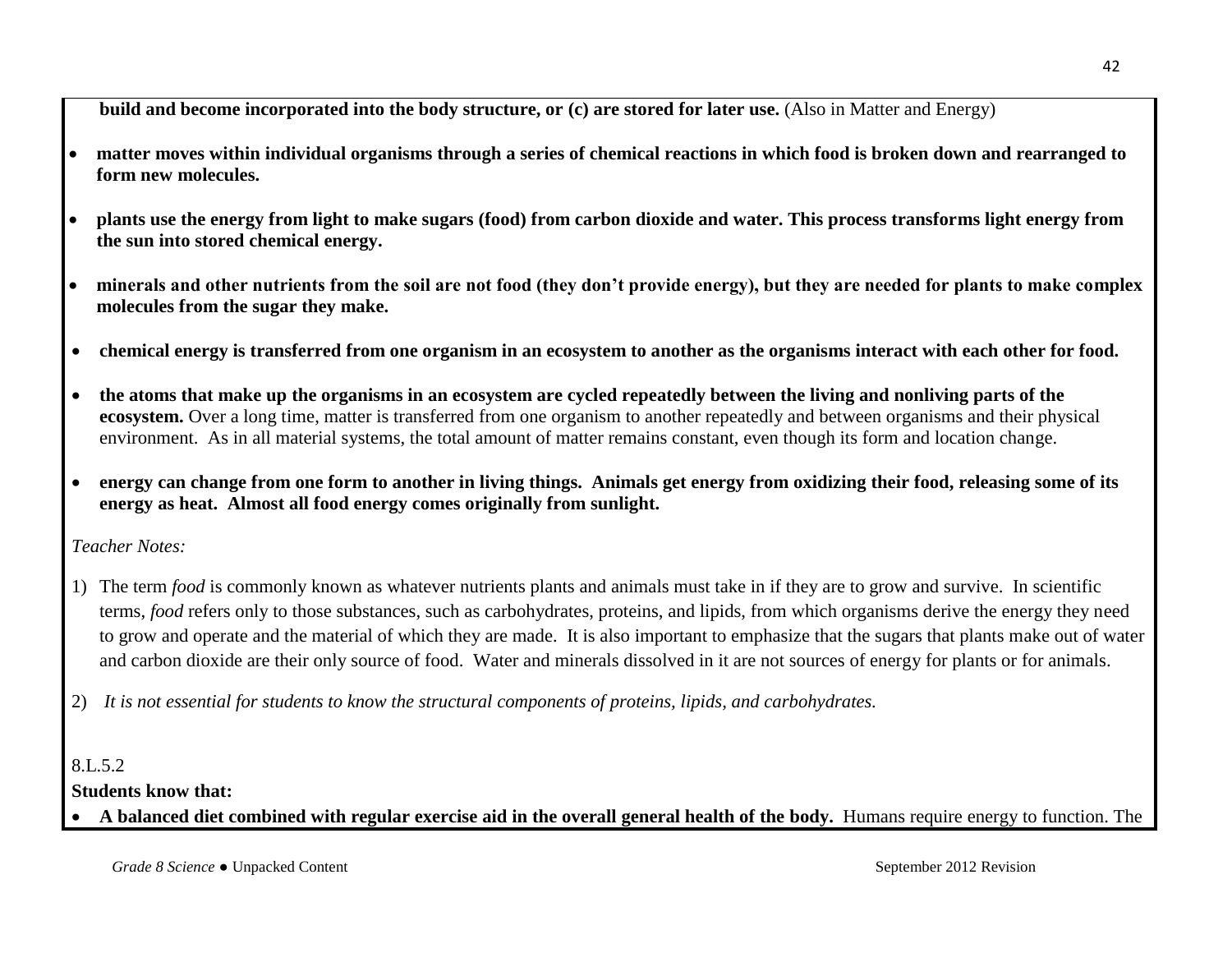**build and become incorporated into the body structure, or (c) are stored for later use.** (Also in Matter and Energy)

- **matter moves within individual organisms through a series of chemical reactions in which food is broken down and rearranged to form new molecules.**
- **plants use the energy from light to make sugars (food) from carbon dioxide and water. This process transforms light energy from the sun into stored chemical energy.**
- **minerals and other nutrients from the soil are not food (they don't provide energy), but they are needed for plants to make complex molecules from the sugar they make.**
- **chemical energy is transferred from one organism in an ecosystem to another as the organisms interact with each other for food.**
- **the atoms that make up the organisms in an ecosystem are cycled repeatedly between the living and nonliving parts of the ecosystem.** Over a long time, matter is transferred from one organism to another repeatedly and between organisms and their physical environment. As in all material systems, the total amount of matter remains constant, even though its form and location change.
- **energy can change from one form to another in living things. Animals get energy from oxidizing their food, releasing some of its energy as heat. Almost all food energy comes originally from sunlight.**

*Teacher Notes:*

1) The term *food* is commonly known as whatever nutrients plants and animals must take in if they are to grow and survive. In scientific terms, *food* refers only to those substances, such as carbohydrates, proteins, and lipids, from which organisms derive the energy they need to grow and operate and the material of which they are made. It is also important to emphasize that the sugars that plants make out of water and carbon dioxide are their only source of food. Water and minerals dissolved in it are not sources of energy for plants or for animals.

2) *It is not essential for students to know the structural components of proteins, lipids, and carbohydrates.*

8.L.5.2

**Students know that:**

- **A balanced diet combined with regular exercise aid in the overall general health of the body.** Humans require energy to function. The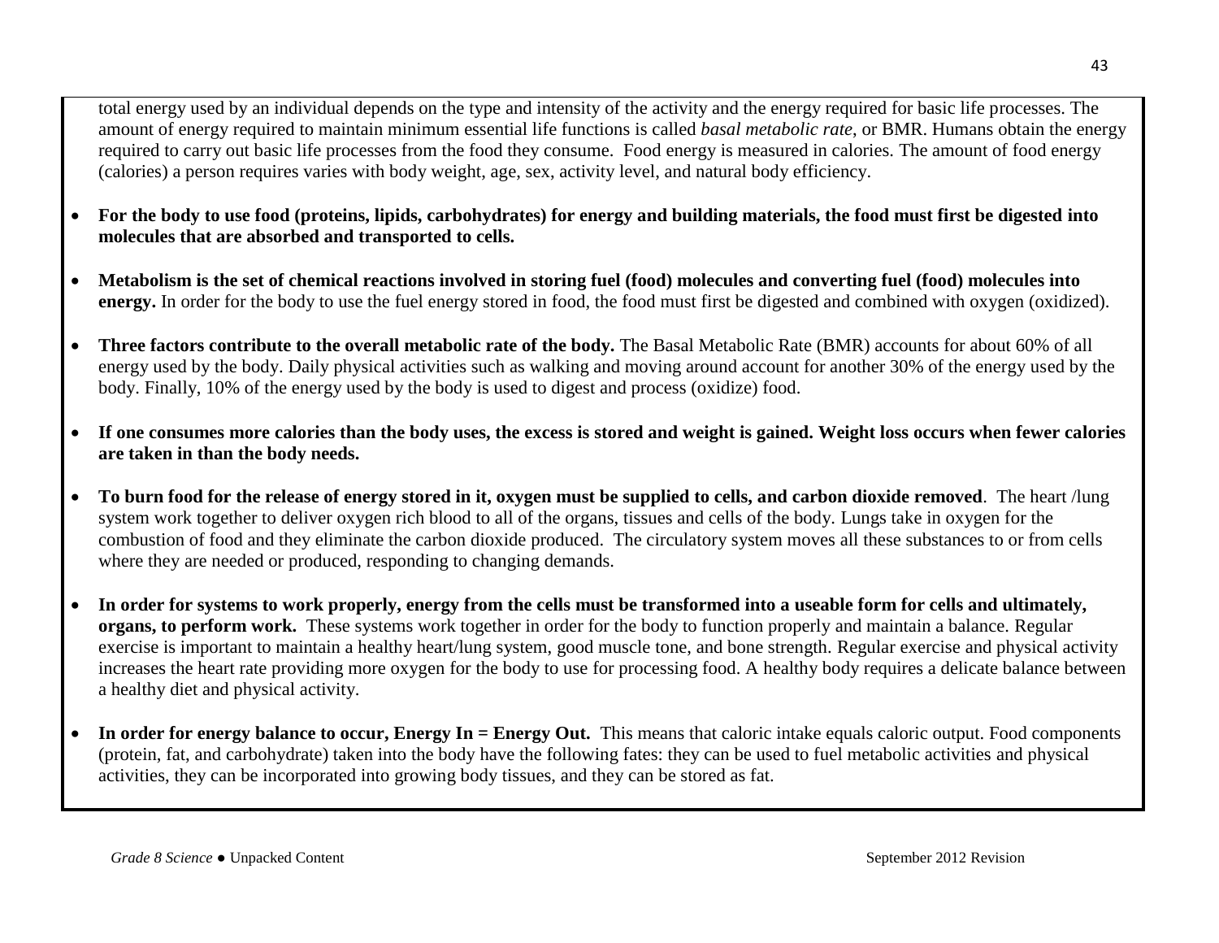total energy used by an individual depends on the type and intensity of the activity and the energy required for basic life processes. The amount of energy required to maintain minimum essential life functions is called *basal metabolic rate*, or BMR. Humans obtain the energy required to carry out basic life processes from the food they consume. Food energy is measured in calories. The amount of food energy (calories) a person requires varies with body weight, age, sex, activity level, and natural body efficiency.

- **For the body to use food (proteins, lipids, carbohydrates) for energy and building materials, the food must first be digested into molecules that are absorbed and transported to cells.**
- **Metabolism is the set of chemical reactions involved in storing fuel (food) molecules and converting fuel (food) molecules into energy.** In order for the body to use the fuel energy stored in food, the food must first be digested and combined with oxygen (oxidized).
- **Three factors contribute to the overall metabolic rate of the body.** The Basal Metabolic Rate (BMR) accounts for about 60% of all energy used by the body. Daily physical activities such as walking and moving around account for another 30% of the energy used by the body. Finally, 10% of the energy used by the body is used to digest and process (oxidize) food.
- **If one consumes more calories than the body uses, the excess is stored and weight is gained. Weight loss occurs when fewer calories are taken in than the body needs.**
- **To burn food for the release of energy stored in it, oxygen must be supplied to cells, and carbon dioxide removed**. The heart /lung system work together to deliver oxygen rich blood to all of the organs, tissues and cells of the body. Lungs take in oxygen for the combustion of food and they eliminate the carbon dioxide produced. The circulatory system moves all these substances to or from cells where they are needed or produced, responding to changing demands.
- **In order for systems to work properly, energy from the cells must be transformed into a useable form for cells and ultimately, organs, to perform work.** These systems work together in order for the body to function properly and maintain a balance. Regular exercise is important to maintain a healthy heart/lung system, good muscle tone, and bone strength. Regular exercise and physical activity increases the heart rate providing more oxygen for the body to use for processing food. A healthy body requires a delicate balance between a healthy diet and physical activity.
- **In order for energy balance to occur, Energy In = Energy Out.** This means that caloric intake equals caloric output. Food components (protein, fat, and carbohydrate) taken into the body have the following fates: they can be used to fuel metabolic activities and physical activities, they can be incorporated into growing body tissues, and they can be stored as fat.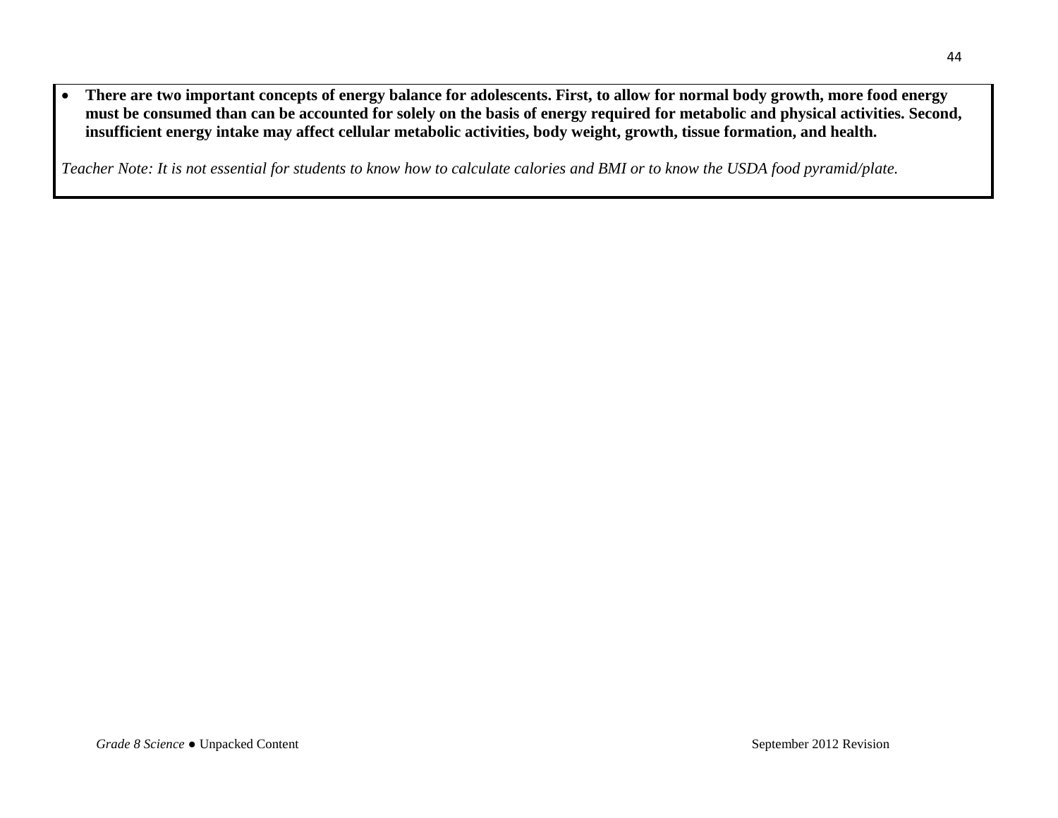- **There are two important concepts of energy balance for adolescents. First, to allow for normal body growth, more food energy must be consumed than can be accounted for solely on the basis of energy required for metabolic and physical activities. Second, insufficient energy intake may affect cellular metabolic activities, body weight, growth, tissue formation, and health.**

*Teacher Note: It is not essential for students to know how to calculate calories and BMI or to know the USDA food pyramid/plate.*